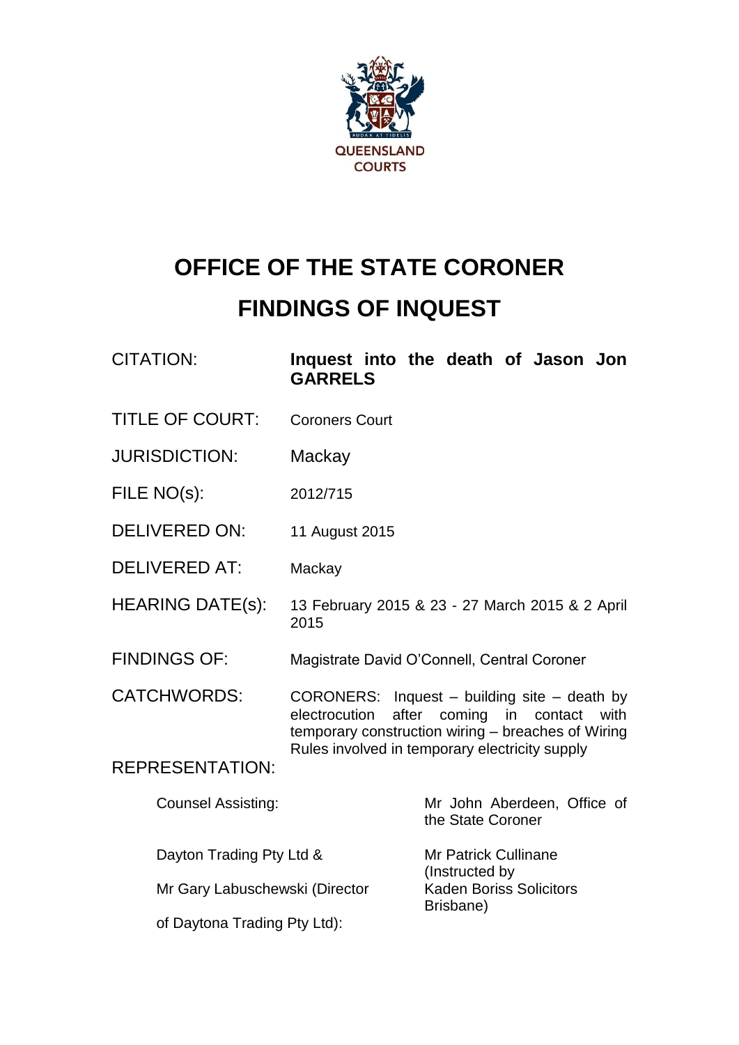QUEENSLAND COURTS

# OFFICE OF THE STATE CORONER

# FINDINGS OF INQUEST

| | |
|---|---|
| CITATION: | **Inquest into the death of Jason Jon GARRELS** |
| TITLE OF COURT: | Coroners Court |
| JURISDICTION: | Mackay |
| FILE NO(s): | 2012/715 |
| DELIVERED ON: | 11 August 2015 |
| DELIVERED AT: | Mackay |
| HEARING DATE(s): | 13 February 2015 & 23 - 27 March 2015 & 2 April 2015 |
| FINDINGS OF: | Magistrate David O'Connell, Central Coroner |
| CATCHWORDS: | CORONERS: Inquest – building site – death by electrocution after coming in contact with temporary construction wiring – breaches of Wiring Rules involved in temporary electricity supply |

REPRESENTATION:

| | |
|---|---|
| Counsel Assisting: | Mr John Aberdeen, Office of the State Coroner |
| Dayton Trading Pty Ltd & Mr Gary Labuschewski (Director of Daytona Trading Pty Ltd): | Mr Patrick Cullinane (Instructed by Kaden Boriss Solicitors Brisbane) |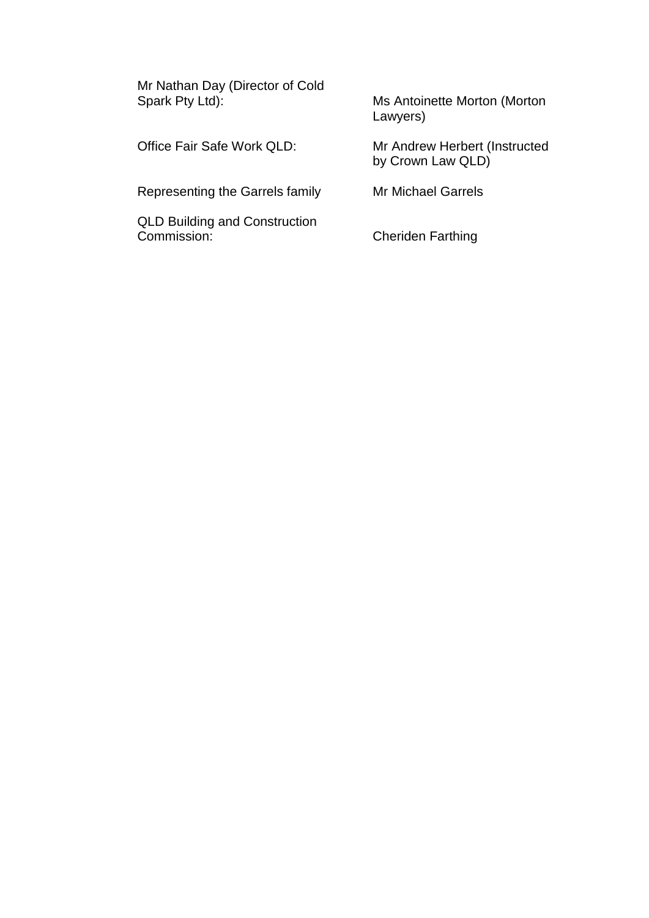| | |
|---|---|
| Mr Nathan Day (Director of Cold Spark Pty Ltd): | Ms Antoinette Morton (Morton Lawyers) |
| Office Fair Safe Work QLD: | Mr Andrew Herbert (Instructed by Crown Law QLD) |
| Representing the Garrels family | Mr Michael Garrels |
| QLD Building and Construction Commission: | Cheriden Farthing |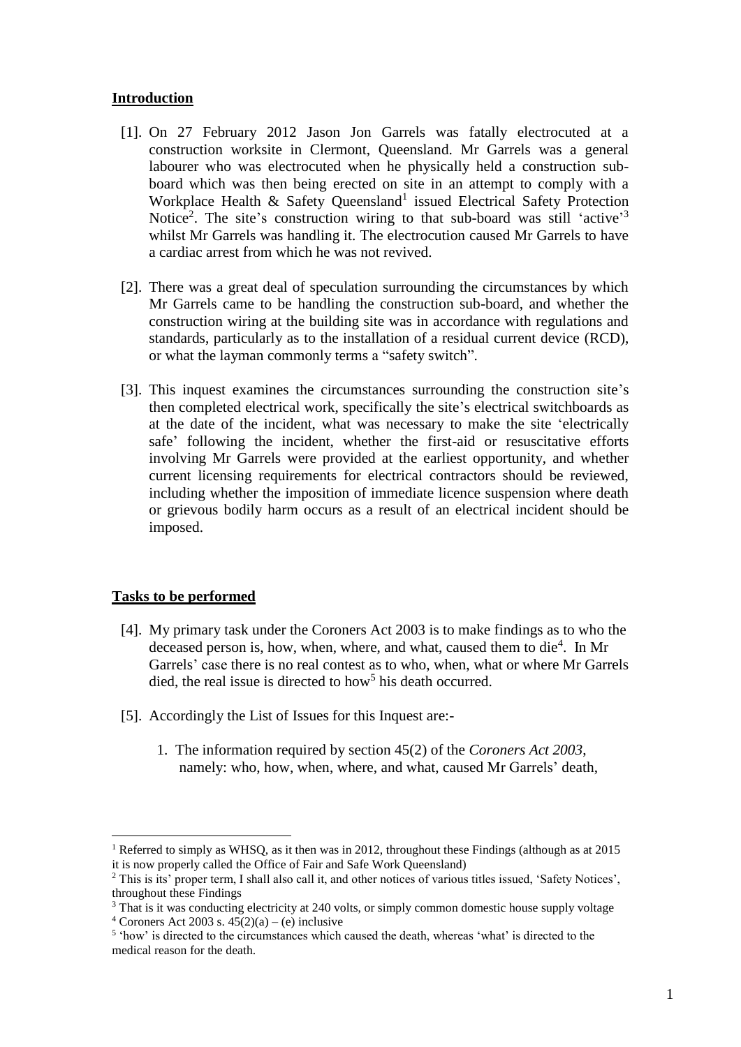## Introduction

[1]. On 27 February 2012 Jason Jon Garrels was fatally electrocuted at a construction worksite in Clermont, Queensland. Mr Garrels was a general labourer who was electrocuted when he physically held a construction sub-board which was then being erected on site in an attempt to comply with a Workplace Health & Safety Queensland[1] issued Electrical Safety Protection Notice[2]. The site's construction wiring to that sub-board was still 'active'[3] whilst Mr Garrels was handling it. The electrocution caused Mr Garrels to have a cardiac arrest from which he was not revived.

[2]. There was a great deal of speculation surrounding the circumstances by which Mr Garrels came to be handling the construction sub-board, and whether the construction wiring at the building site was in accordance with regulations and standards, particularly as to the installation of a residual current device (RCD), or what the layman commonly terms a "safety switch".

[3]. This inquest examines the circumstances surrounding the construction site's then completed electrical work, specifically the site's electrical switchboards as at the date of the incident, what was necessary to make the site 'electrically safe' following the incident, whether the first-aid or resuscitative efforts involving Mr Garrels were provided at the earliest opportunity, and whether current licensing requirements for electrical contractors should be reviewed, including whether the imposition of immediate licence suspension where death or grievous bodily harm occurs as a result of an electrical incident should be imposed.

## Tasks to be performed

[4]. My primary task under the Coroners Act 2003 is to make findings as to who the deceased person is, how, when, where, and what, caused them to die[4]. In Mr Garrels' case there is no real contest as to who, when, what or where Mr Garrels died, the real issue is directed to how[5] his death occurred.

[5]. Accordingly the List of Issues for this Inquest are:-

1. The information required by section 45(2) of the *Coroners Act 2003*, namely: who, how, when, where, and what, caused Mr Garrels' death,

---

[1] Referred to simply as WHSQ, as it then was in 2012, throughout these Findings (although as at 2015 it is now properly called the Office of Fair and Safe Work Queensland)

[2] This is its' proper term, I shall also call it, and other notices of various titles issued, 'Safety Notices', throughout these Findings

[3] That is it was conducting electricity at 240 volts, or simply common domestic house supply voltage

[4] Coroners Act 2003 s. 45(2)(a) – (e) inclusive

[5] 'how' is directed to the circumstances which caused the death, whereas 'what' is directed to the medical reason for the death.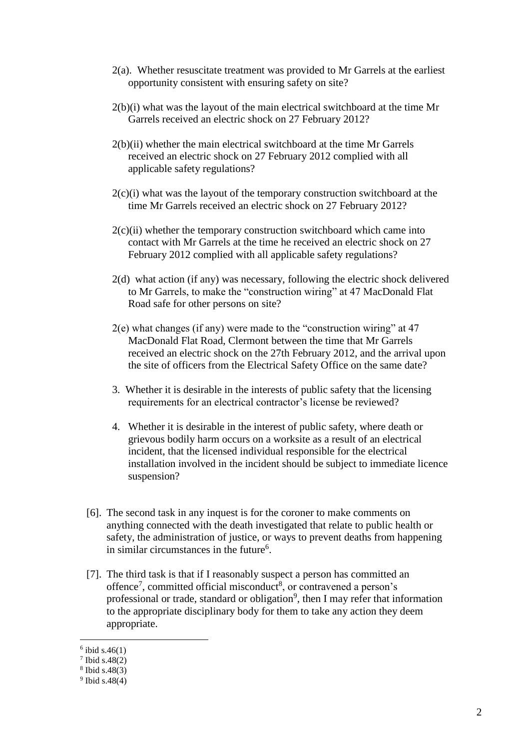2(a). Whether resuscitate treatment was provided to Mr Garrels at the earliest opportunity consistent with ensuring safety on site?

2(b)(i) what was the layout of the main electrical switchboard at the time Mr Garrels received an electric shock on 27 February 2012?

2(b)(ii) whether the main electrical switchboard at the time Mr Garrels received an electric shock on 27 February 2012 complied with all applicable safety regulations?

2(c)(i) what was the layout of the temporary construction switchboard at the time Mr Garrels received an electric shock on 27 February 2012?

2(c)(ii) whether the temporary construction switchboard which came into contact with Mr Garrels at the time he received an electric shock on 27 February 2012 complied with all applicable safety regulations?

2(d) what action (if any) was necessary, following the electric shock delivered to Mr Garrels, to make the "construction wiring" at 47 MacDonald Flat Road safe for other persons on site?

2(e) what changes (if any) were made to the "construction wiring" at 47 MacDonald Flat Road, Clermont between the time that Mr Garrels received an electric shock on the 27th February 2012, and the arrival upon the site of officers from the Electrical Safety Office on the same date?

3. Whether it is desirable in the interests of public safety that the licensing requirements for an electrical contractor's license be reviewed?

4. Whether it is desirable in the interest of public safety, where death or grievous bodily harm occurs on a worksite as a result of an electrical incident, that the licensed individual responsible for the electrical installation involved in the incident should be subject to immediate licence suspension?

[6]. The second task in any inquest is for the coroner to make comments on anything connected with the death investigated that relate to public health or safety, the administration of justice, or ways to prevent deaths from happening in similar circumstances in the future[6].

[7]. The third task is that if I reasonably suspect a person has committed an offence[7], committed official misconduct[8], or contravened a person's professional or trade, standard or obligation[9], then I may refer that information to the appropriate disciplinary body for them to take any action they deem appropriate.

---

[6] ibid s.46(1)
[7] Ibid s.48(2)
[8] Ibid s.48(3)
[9] Ibid s.48(4)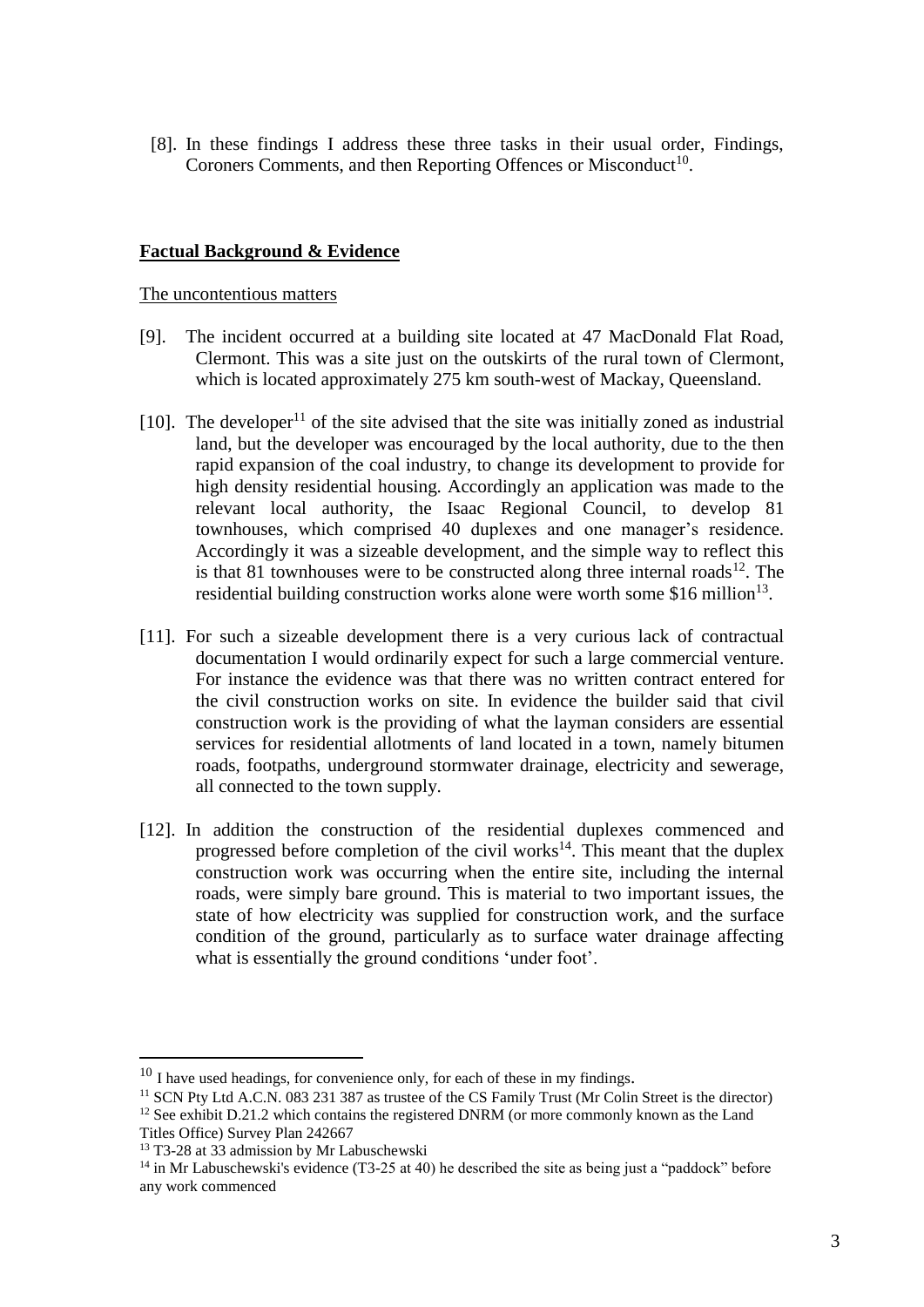[8]. In these findings I address these three tasks in their usual order, Findings, Coroners Comments, and then Reporting Offences or Misconduct[10].

**Factual Background & Evidence**

The uncontentious matters

[9]. The incident occurred at a building site located at 47 MacDonald Flat Road, Clermont. This was a site just on the outskirts of the rural town of Clermont, which is located approximately 275 km south-west of Mackay, Queensland.

[10]. The developer[11] of the site advised that the site was initially zoned as industrial land, but the developer was encouraged by the local authority, due to the then rapid expansion of the coal industry, to change its development to provide for high density residential housing. Accordingly an application was made to the relevant local authority, the Isaac Regional Council, to develop 81 townhouses, which comprised 40 duplexes and one manager's residence. Accordingly it was a sizeable development, and the simple way to reflect this is that 81 townhouses were to be constructed along three internal roads[12]. The residential building construction works alone were worth some $16 million[13].

[11]. For such a sizeable development there is a very curious lack of contractual documentation I would ordinarily expect for such a large commercial venture. For instance the evidence was that there was no written contract entered for the civil construction works on site. In evidence the builder said that civil construction work is the providing of what the layman considers are essential services for residential allotments of land located in a town, namely bitumen roads, footpaths, underground stormwater drainage, electricity and sewerage, all connected to the town supply.

[12]. In addition the construction of the residential duplexes commenced and progressed before completion of the civil works[14]. This meant that the duplex construction work was occurring when the entire site, including the internal roads, were simply bare ground. This is material to two important issues, the state of how electricity was supplied for construction work, and the surface condition of the ground, particularly as to surface water drainage affecting what is essentially the ground conditions 'under foot'.

---

[10] I have used headings, for convenience only, for each of these in my findings.

[11] SCN Pty Ltd A.C.N. 083 231 387 as trustee of the CS Family Trust (Mr Colin Street is the director)

[12] See exhibit D.21.2 which contains the registered DNRM (or more commonly known as the Land Titles Office) Survey Plan 242667

[13] T3-28 at 33 admission by Mr Labuschewski

[14] in Mr Labuschewski's evidence (T3-25 at 40) he described the site as being just a "paddock" before any work commenced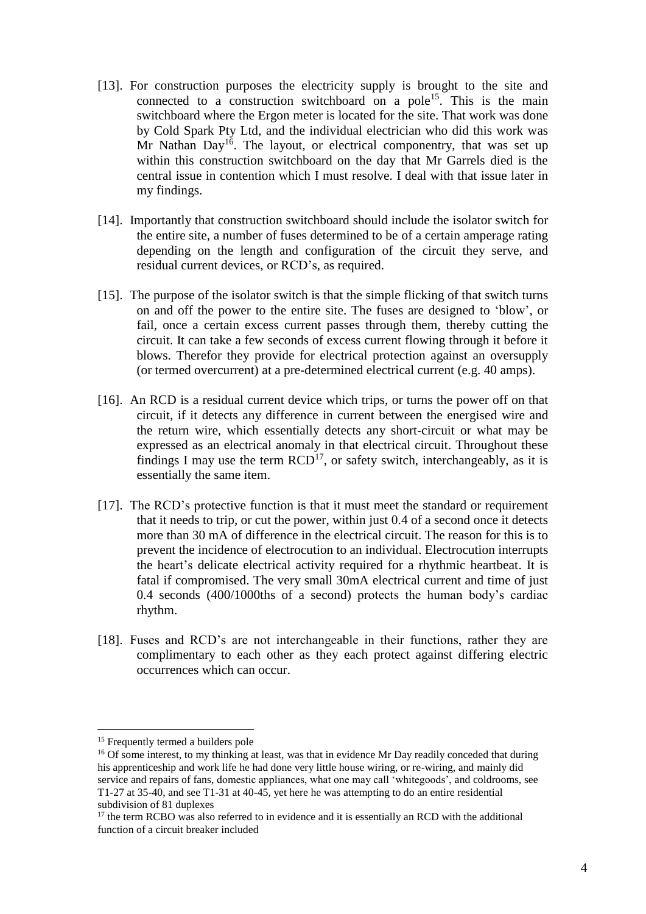[13]. For construction purposes the electricity supply is brought to the site and connected to a construction switchboard on a pole[15]. This is the main switchboard where the Ergon meter is located for the site. That work was done by Cold Spark Pty Ltd, and the individual electrician who did this work was Mr Nathan Day[16]. The layout, or electrical componentry, that was set up within this construction switchboard on the day that Mr Garrels died is the central issue in contention which I must resolve. I deal with that issue later in my findings.

[14]. Importantly that construction switchboard should include the isolator switch for the entire site, a number of fuses determined to be of a certain amperage rating depending on the length and configuration of the circuit they serve, and residual current devices, or RCD's, as required.

[15]. The purpose of the isolator switch is that the simple flicking of that switch turns on and off the power to the entire site. The fuses are designed to 'blow', or fail, once a certain excess current passes through them, thereby cutting the circuit. It can take a few seconds of excess current flowing through it before it blows. Therefor they provide for electrical protection against an oversupply (or termed overcurrent) at a pre-determined electrical current (e.g. 40 amps).

[16]. An RCD is a residual current device which trips, or turns the power off on that circuit, if it detects any difference in current between the energised wire and the return wire, which essentially detects any short-circuit or what may be expressed as an electrical anomaly in that electrical circuit. Throughout these findings I may use the term RCD[17], or safety switch, interchangeably, as it is essentially the same item.

[17]. The RCD's protective function is that it must meet the standard or requirement that it needs to trip, or cut the power, within just 0.4 of a second once it detects more than 30 mA of difference in the electrical circuit. The reason for this is to prevent the incidence of electrocution to an individual. Electrocution interrupts the heart's delicate electrical activity required for a rhythmic heartbeat. It is fatal if compromised. The very small 30mA electrical current and time of just 0.4 seconds (400/1000ths of a second) protects the human body's cardiac rhythm.

[18]. Fuses and RCD's are not interchangeable in their functions, rather they are complimentary to each other as they each protect against differing electric occurrences which can occur.

---

[15] Frequently termed a builders pole

[16] Of some interest, to my thinking at least, was that in evidence Mr Day readily conceded that during his apprenticeship and work life he had done very little house wiring, or re-wiring, and mainly did service and repairs of fans, domestic appliances, what one may call 'whitegoods', and coldrooms, see T1-27 at 35-40, and see T1-31 at 40-45, yet here he was attempting to do an entire residential subdivision of 81 duplexes

[17] the term RCBO was also referred to in evidence and it is essentially an RCD with the additional function of a circuit breaker included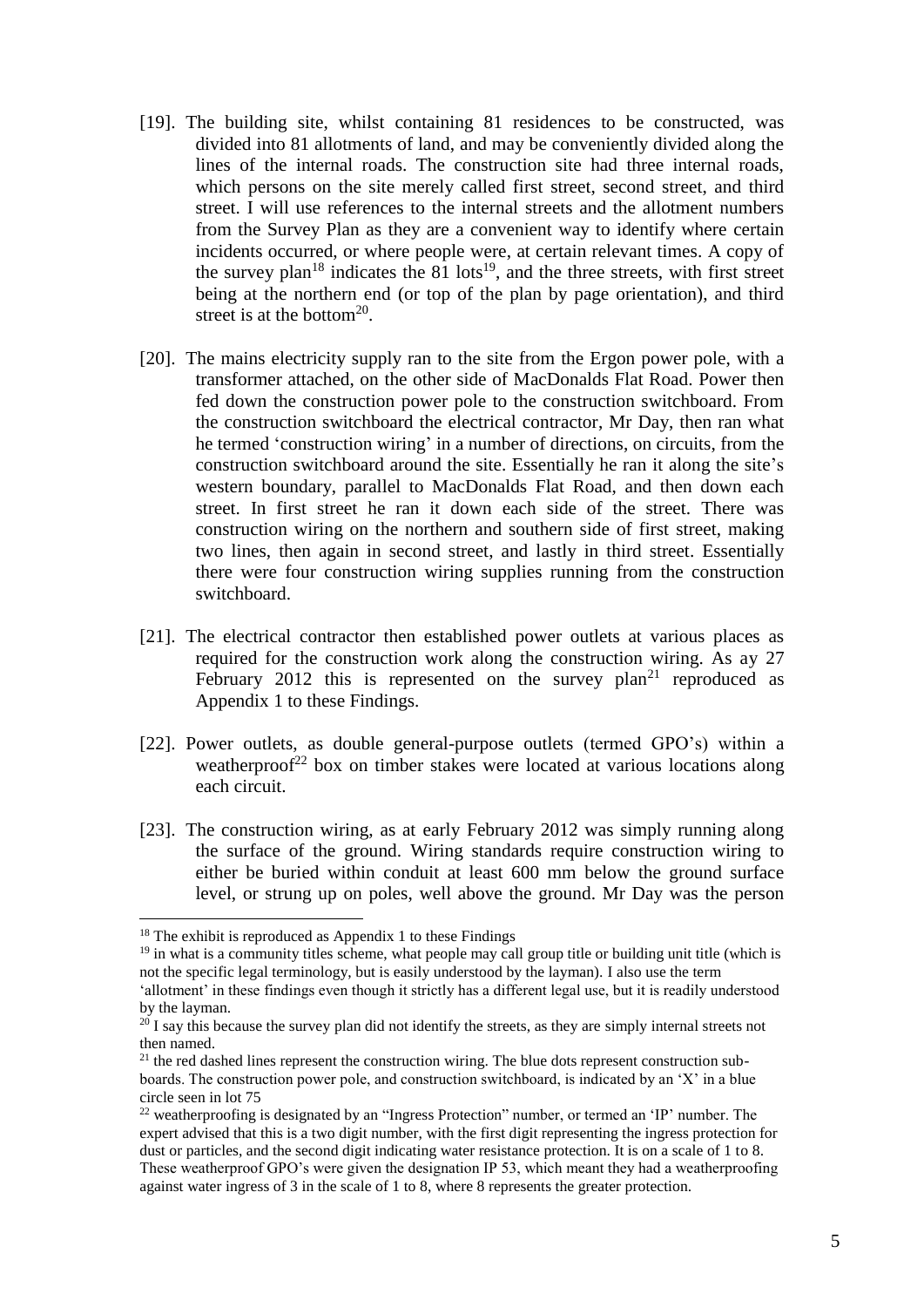[19]. The building site, whilst containing 81 residences to be constructed, was divided into 81 allotments of land, and may be conveniently divided along the lines of the internal roads. The construction site had three internal roads, which persons on the site merely called first street, second street, and third street. I will use references to the internal streets and the allotment numbers from the Survey Plan as they are a convenient way to identify where certain incidents occurred, or where people were, at certain relevant times. A copy of the survey plan[18] indicates the 81 lots[19], and the three streets, with first street being at the northern end (or top of the plan by page orientation), and third street is at the bottom[20].

[20]. The mains electricity supply ran to the site from the Ergon power pole, with a transformer attached, on the other side of MacDonalds Flat Road. Power then fed down the construction power pole to the construction switchboard. From the construction switchboard the electrical contractor, Mr Day, then ran what he termed 'construction wiring' in a number of directions, on circuits, from the construction switchboard around the site. Essentially he ran it along the site's western boundary, parallel to MacDonalds Flat Road, and then down each street. In first street he ran it down each side of the street. There was construction wiring on the northern and southern side of first street, making two lines, then again in second street, and lastly in third street. Essentially there were four construction wiring supplies running from the construction switchboard.

[21]. The electrical contractor then established power outlets at various places as required for the construction work along the construction wiring. As ay 27 February 2012 this is represented on the survey plan[21] reproduced as Appendix 1 to these Findings.

[22]. Power outlets, as double general-purpose outlets (termed GPO's) within a weatherproof[22] box on timber stakes were located at various locations along each circuit.

[23]. The construction wiring, as at early February 2012 was simply running along the surface of the ground. Wiring standards require construction wiring to either be buried within conduit at least 600 mm below the ground surface level, or strung up on poles, well above the ground. Mr Day was the person

---

[18] The exhibit is reproduced as Appendix 1 to these Findings

[19] in what is a community titles scheme, what people may call group title or building unit title (which is not the specific legal terminology, but is easily understood by the layman). I also use the term 'allotment' in these findings even though it strictly has a different legal use, but it is readily understood by the layman.

[20] I say this because the survey plan did not identify the streets, as they are simply internal streets not then named.

[21] the red dashed lines represent the construction wiring. The blue dots represent construction sub-boards. The construction power pole, and construction switchboard, is indicated by an 'X' in a blue circle seen in lot 75

[22] weatherproofing is designated by an "Ingress Protection" number, or termed an 'IP' number. The expert advised that this is a two digit number, with the first digit representing the ingress protection for dust or particles, and the second digit indicating water resistance protection. It is on a scale of 1 to 8. These weatherproof GPO's were given the designation IP 53, which meant they had a weatherproofing against water ingress of 3 in the scale of 1 to 8, where 8 represents the greater protection.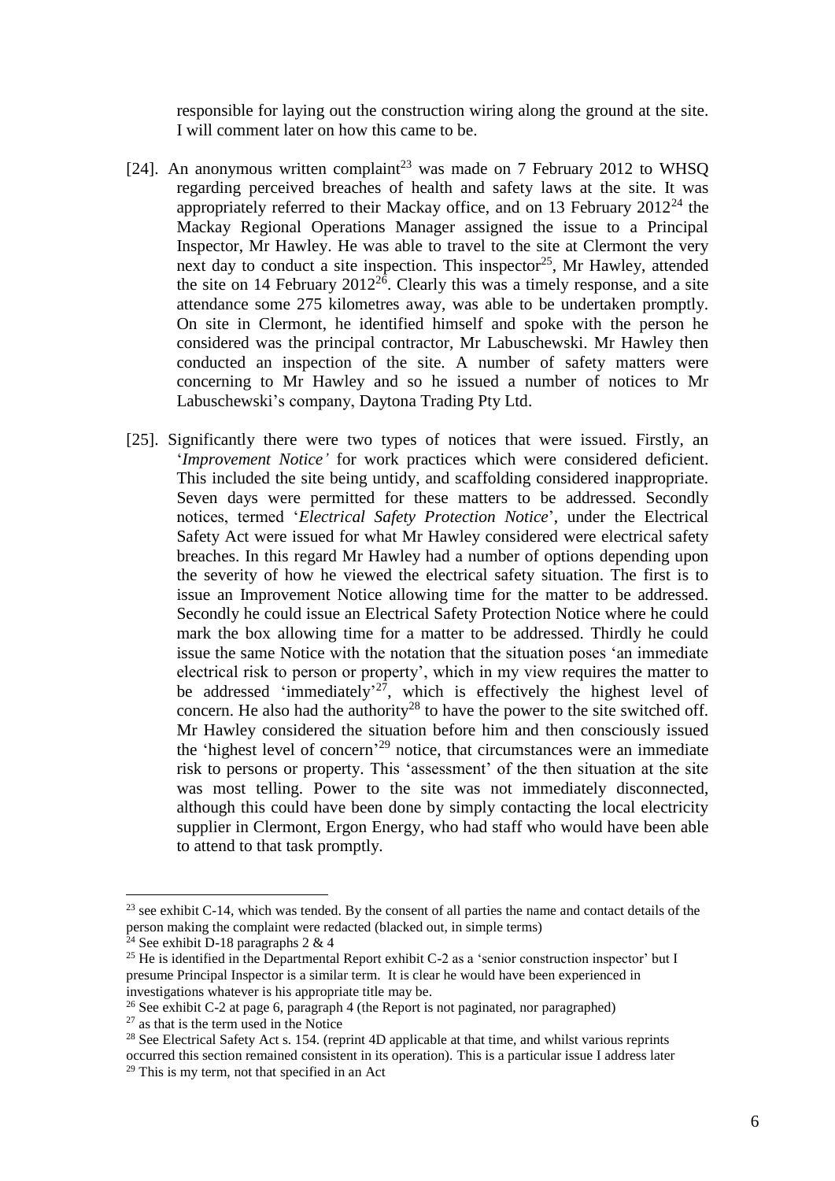responsible for laying out the construction wiring along the ground at the site. I will comment later on how this came to be.

[24]. An anonymous written complaint[23] was made on 7 February 2012 to WHSQ regarding perceived breaches of health and safety laws at the site. It was appropriately referred to their Mackay office, and on 13 February 2012[24] the Mackay Regional Operations Manager assigned the issue to a Principal Inspector, Mr Hawley. He was able to travel to the site at Clermont the very next day to conduct a site inspection. This inspector[25], Mr Hawley, attended the site on 14 February 2012[26]. Clearly this was a timely response, and a site attendance some 275 kilometres away, was able to be undertaken promptly. On site in Clermont, he identified himself and spoke with the person he considered was the principal contractor, Mr Labuschewski. Mr Hawley then conducted an inspection of the site. A number of safety matters were concerning to Mr Hawley and so he issued a number of notices to Mr Labuschewski's company, Daytona Trading Pty Ltd.

[25]. Significantly there were two types of notices that were issued. Firstly, an '*Improvement Notice'* for work practices which were considered deficient. This included the site being untidy, and scaffolding considered inappropriate. Seven days were permitted for these matters to be addressed. Secondly notices, termed '*Electrical Safety Protection Notice*', under the Electrical Safety Act were issued for what Mr Hawley considered were electrical safety breaches. In this regard Mr Hawley had a number of options depending upon the severity of how he viewed the electrical safety situation. The first is to issue an Improvement Notice allowing time for the matter to be addressed. Secondly he could issue an Electrical Safety Protection Notice where he could mark the box allowing time for a matter to be addressed. Thirdly he could issue the same Notice with the notation that the situation poses 'an immediate electrical risk to person or property', which in my view requires the matter to be addressed 'immediately'[27], which is effectively the highest level of concern. He also had the authority[28] to have the power to the site switched off. Mr Hawley considered the situation before him and then consciously issued the 'highest level of concern'[29] notice, that circumstances were an immediate risk to persons or property. This 'assessment' of the then situation at the site was most telling. Power to the site was not immediately disconnected, although this could have been done by simply contacting the local electricity supplier in Clermont, Ergon Energy, who had staff who would have been able to attend to that task promptly.

---

[23] see exhibit C-14, which was tended. By the consent of all parties the name and contact details of the person making the complaint were redacted (blacked out, in simple terms)

[24] See exhibit D-18 paragraphs 2 & 4

[25] He is identified in the Departmental Report exhibit C-2 as a 'senior construction inspector' but I presume Principal Inspector is a similar term. It is clear he would have been experienced in investigations whatever is his appropriate title may be.

[26] See exhibit C-2 at page 6, paragraph 4 (the Report is not paginated, nor paragraphed)

[27] as that is the term used in the Notice

[28] See Electrical Safety Act s. 154. (reprint 4D applicable at that time, and whilst various reprints occurred this section remained consistent in its operation). This is a particular issue I address later

[29] This is my term, not that specified in an Act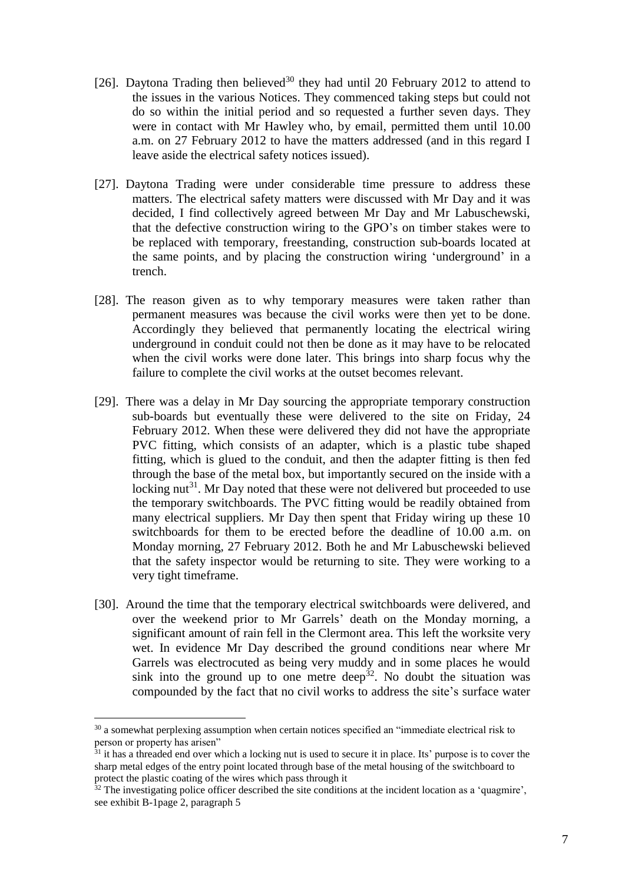[26]. Daytona Trading then believed[30] they had until 20 February 2012 to attend to the issues in the various Notices. They commenced taking steps but could not do so within the initial period and so requested a further seven days. They were in contact with Mr Hawley who, by email, permitted them until 10.00 a.m. on 27 February 2012 to have the matters addressed (and in this regard I leave aside the electrical safety notices issued).

[27]. Daytona Trading were under considerable time pressure to address these matters. The electrical safety matters were discussed with Mr Day and it was decided, I find collectively agreed between Mr Day and Mr Labuschewski, that the defective construction wiring to the GPO's on timber stakes were to be replaced with temporary, freestanding, construction sub-boards located at the same points, and by placing the construction wiring 'underground' in a trench.

[28]. The reason given as to why temporary measures were taken rather than permanent measures was because the civil works were then yet to be done. Accordingly they believed that permanently locating the electrical wiring underground in conduit could not then be done as it may have to be relocated when the civil works were done later. This brings into sharp focus why the failure to complete the civil works at the outset becomes relevant.

[29]. There was a delay in Mr Day sourcing the appropriate temporary construction sub-boards but eventually these were delivered to the site on Friday, 24 February 2012. When these were delivered they did not have the appropriate PVC fitting, which consists of an adapter, which is a plastic tube shaped fitting, which is glued to the conduit, and then the adapter fitting is then fed through the base of the metal box, but importantly secured on the inside with a locking nut[31]. Mr Day noted that these were not delivered but proceeded to use the temporary switchboards. The PVC fitting would be readily obtained from many electrical suppliers. Mr Day then spent that Friday wiring up these 10 switchboards for them to be erected before the deadline of 10.00 a.m. on Monday morning, 27 February 2012. Both he and Mr Labuschewski believed that the safety inspector would be returning to site. They were working to a very tight timeframe.

[30]. Around the time that the temporary electrical switchboards were delivered, and over the weekend prior to Mr Garrels' death on the Monday morning, a significant amount of rain fell in the Clermont area. This left the worksite very wet. In evidence Mr Day described the ground conditions near where Mr Garrels was electrocuted as being very muddy and in some places he would sink into the ground up to one metre deep[32]. No doubt the situation was compounded by the fact that no civil works to address the site's surface water

---

[30] a somewhat perplexing assumption when certain notices specified an "immediate electrical risk to person or property has arisen"

[31] it has a threaded end over which a locking nut is used to secure it in place. Its' purpose is to cover the sharp metal edges of the entry point located through base of the metal housing of the switchboard to protect the plastic coating of the wires which pass through it

[32] The investigating police officer described the site conditions at the incident location as a 'quagmire', see exhibit B-1page 2, paragraph 5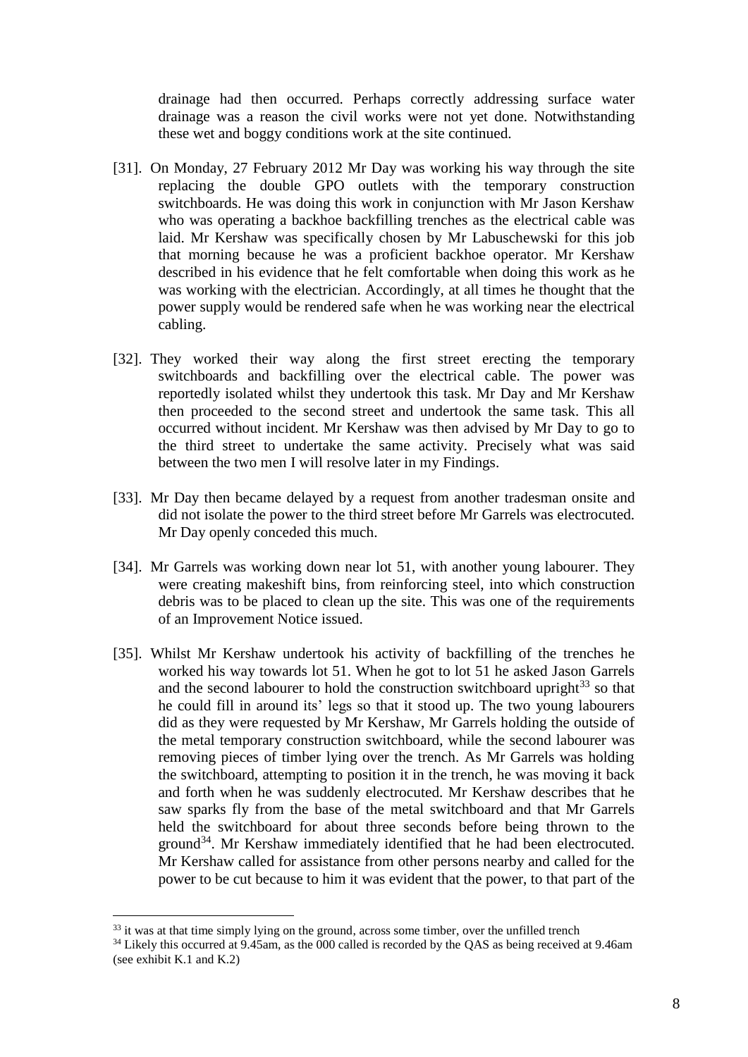drainage had then occurred. Perhaps correctly addressing surface water drainage was a reason the civil works were not yet done. Notwithstanding these wet and boggy conditions work at the site continued.

[31]. On Monday, 27 February 2012 Mr Day was working his way through the site replacing the double GPO outlets with the temporary construction switchboards. He was doing this work in conjunction with Mr Jason Kershaw who was operating a backhoe backfilling trenches as the electrical cable was laid. Mr Kershaw was specifically chosen by Mr Labuschewski for this job that morning because he was a proficient backhoe operator. Mr Kershaw described in his evidence that he felt comfortable when doing this work as he was working with the electrician. Accordingly, at all times he thought that the power supply would be rendered safe when he was working near the electrical cabling.

[32]. They worked their way along the first street erecting the temporary switchboards and backfilling over the electrical cable. The power was reportedly isolated whilst they undertook this task. Mr Day and Mr Kershaw then proceeded to the second street and undertook the same task. This all occurred without incident. Mr Kershaw was then advised by Mr Day to go to the third street to undertake the same activity. Precisely what was said between the two men I will resolve later in my Findings.

[33]. Mr Day then became delayed by a request from another tradesman onsite and did not isolate the power to the third street before Mr Garrels was electrocuted. Mr Day openly conceded this much.

[34]. Mr Garrels was working down near lot 51, with another young labourer. They were creating makeshift bins, from reinforcing steel, into which construction debris was to be placed to clean up the site. This was one of the requirements of an Improvement Notice issued.

[35]. Whilst Mr Kershaw undertook his activity of backfilling of the trenches he worked his way towards lot 51. When he got to lot 51 he asked Jason Garrels and the second labourer to hold the construction switchboard upright[33] so that he could fill in around its' legs so that it stood up. The two young labourers did as they were requested by Mr Kershaw, Mr Garrels holding the outside of the metal temporary construction switchboard, while the second labourer was removing pieces of timber lying over the trench. As Mr Garrels was holding the switchboard, attempting to position it in the trench, he was moving it back and forth when he was suddenly electrocuted. Mr Kershaw describes that he saw sparks fly from the base of the metal switchboard and that Mr Garrels held the switchboard for about three seconds before being thrown to the ground[34]. Mr Kershaw immediately identified that he had been electrocuted. Mr Kershaw called for assistance from other persons nearby and called for the power to be cut because to him it was evident that the power, to that part of the

[33] it was at that time simply lying on the ground, across some timber, over the unfilled trench

[34] Likely this occurred at 9.45am, as the 000 called is recorded by the QAS as being received at 9.46am (see exhibit K.1 and K.2)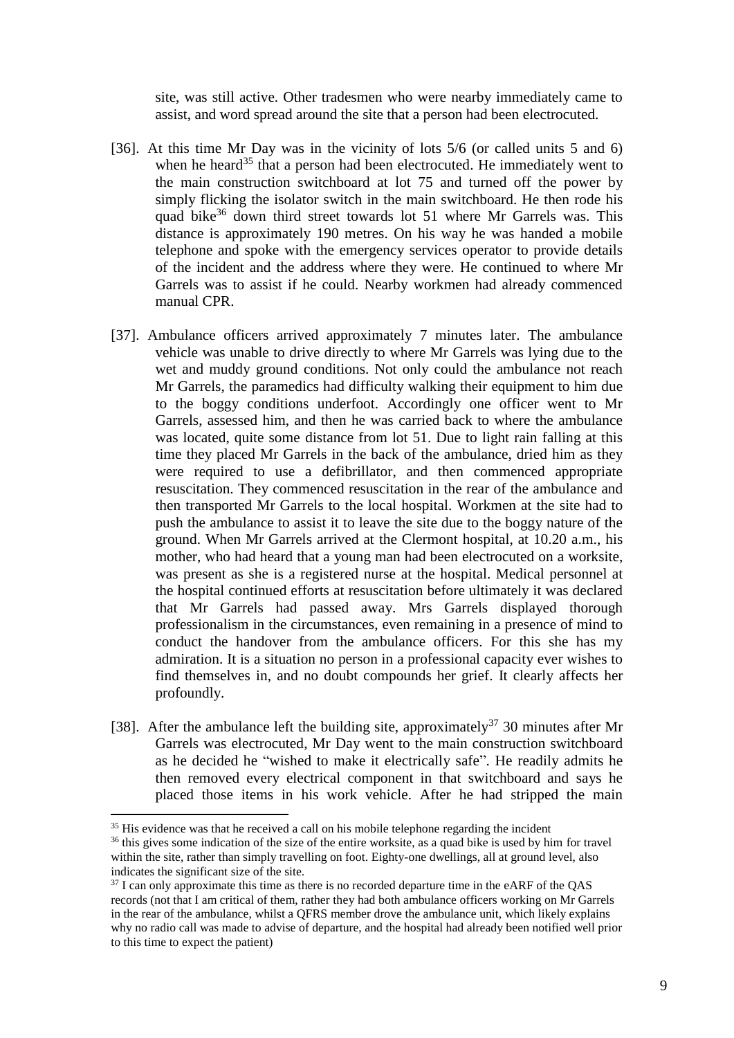site, was still active. Other tradesmen who were nearby immediately came to assist, and word spread around the site that a person had been electrocuted.

[36]. At this time Mr Day was in the vicinity of lots 5/6 (or called units 5 and 6) when he heard[35] that a person had been electrocuted. He immediately went to the main construction switchboard at lot 75 and turned off the power by simply flicking the isolator switch in the main switchboard. He then rode his quad bike[36] down third street towards lot 51 where Mr Garrels was. This distance is approximately 190 metres. On his way he was handed a mobile telephone and spoke with the emergency services operator to provide details of the incident and the address where they were. He continued to where Mr Garrels was to assist if he could. Nearby workmen had already commenced manual CPR.

[37]. Ambulance officers arrived approximately 7 minutes later. The ambulance vehicle was unable to drive directly to where Mr Garrels was lying due to the wet and muddy ground conditions. Not only could the ambulance not reach Mr Garrels, the paramedics had difficulty walking their equipment to him due to the boggy conditions underfoot. Accordingly one officer went to Mr Garrels, assessed him, and then he was carried back to where the ambulance was located, quite some distance from lot 51. Due to light rain falling at this time they placed Mr Garrels in the back of the ambulance, dried him as they were required to use a defibrillator, and then commenced appropriate resuscitation. They commenced resuscitation in the rear of the ambulance and then transported Mr Garrels to the local hospital. Workmen at the site had to push the ambulance to assist it to leave the site due to the boggy nature of the ground. When Mr Garrels arrived at the Clermont hospital, at 10.20 a.m., his mother, who had heard that a young man had been electrocuted on a worksite, was present as she is a registered nurse at the hospital. Medical personnel at the hospital continued efforts at resuscitation before ultimately it was declared that Mr Garrels had passed away. Mrs Garrels displayed thorough professionalism in the circumstances, even remaining in a presence of mind to conduct the handover from the ambulance officers. For this she has my admiration. It is a situation no person in a professional capacity ever wishes to find themselves in, and no doubt compounds her grief. It clearly affects her profoundly.

[38]. After the ambulance left the building site, approximately[37] 30 minutes after Mr Garrels was electrocuted, Mr Day went to the main construction switchboard as he decided he "wished to make it electrically safe". He readily admits he then removed every electrical component in that switchboard and says he placed those items in his work vehicle. After he had stripped the main

---

[35] His evidence was that he received a call on his mobile telephone regarding the incident

[36] this gives some indication of the size of the entire worksite, as a quad bike is used by him for travel within the site, rather than simply travelling on foot. Eighty-one dwellings, all at ground level, also indicates the significant size of the site.

[37] I can only approximate this time as there is no recorded departure time in the eARF of the QAS records (not that I am critical of them, rather they had both ambulance officers working on Mr Garrels in the rear of the ambulance, whilst a QFRS member drove the ambulance unit, which likely explains why no radio call was made to advise of departure, and the hospital had already been notified well prior to this time to expect the patient)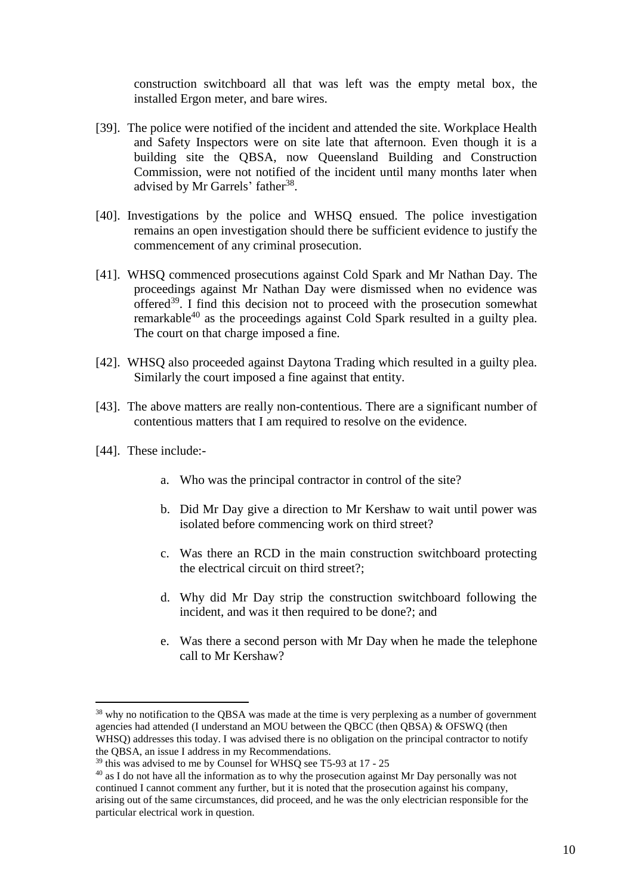construction switchboard all that was left was the empty metal box, the installed Ergon meter, and bare wires.

[39]. The police were notified of the incident and attended the site. Workplace Health and Safety Inspectors were on site late that afternoon. Even though it is a building site the QBSA, now Queensland Building and Construction Commission, were not notified of the incident until many months later when advised by Mr Garrels' father[38].

[40]. Investigations by the police and WHSQ ensued. The police investigation remains an open investigation should there be sufficient evidence to justify the commencement of any criminal prosecution.

[41]. WHSQ commenced prosecutions against Cold Spark and Mr Nathan Day. The proceedings against Mr Nathan Day were dismissed when no evidence was offered[39]. I find this decision not to proceed with the prosecution somewhat remarkable[40] as the proceedings against Cold Spark resulted in a guilty plea. The court on that charge imposed a fine.

[42]. WHSQ also proceeded against Daytona Trading which resulted in a guilty plea. Similarly the court imposed a fine against that entity.

[43]. The above matters are really non-contentious. There are a significant number of contentious matters that I am required to resolve on the evidence.

[44]. These include:-

a. Who was the principal contractor in control of the site?

b. Did Mr Day give a direction to Mr Kershaw to wait until power was isolated before commencing work on third street?

c. Was there an RCD in the main construction switchboard protecting the electrical circuit on third street?;

d. Why did Mr Day strip the construction switchboard following the incident, and was it then required to be done?; and

e. Was there a second person with Mr Day when he made the telephone call to Mr Kershaw?

---

[38] why no notification to the QBSA was made at the time is very perplexing as a number of government agencies had attended (I understand an MOU between the QBCC (then QBSA) & OFSWQ (then WHSQ) addresses this today. I was advised there is no obligation on the principal contractor to notify the QBSA, an issue I address in my Recommendations.

[39] this was advised to me by Counsel for WHSQ see T5-93 at 17 - 25

[40] as I do not have all the information as to why the prosecution against Mr Day personally was not continued I cannot comment any further, but it is noted that the prosecution against his company, arising out of the same circumstances, did proceed, and he was the only electrician responsible for the particular electrical work in question.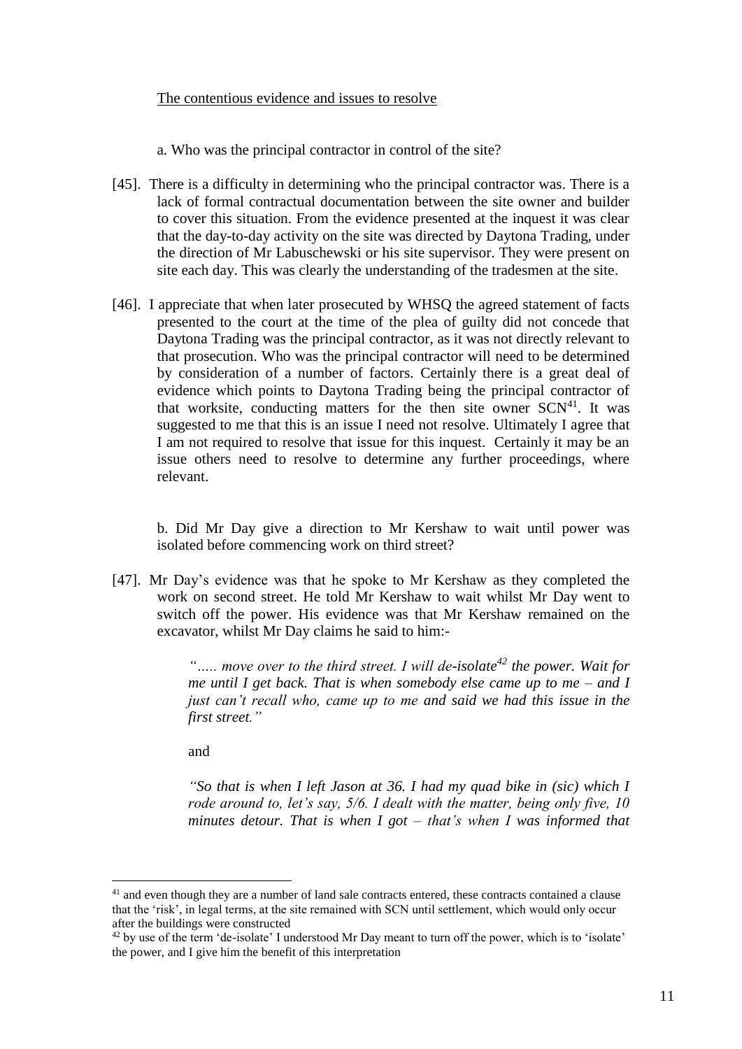The contentious evidence and issues to resolve

a. Who was the principal contractor in control of the site?

[45]. There is a difficulty in determining who the principal contractor was. There is a lack of formal contractual documentation between the site owner and builder to cover this situation. From the evidence presented at the inquest it was clear that the day-to-day activity on the site was directed by Daytona Trading, under the direction of Mr Labuschewski or his site supervisor. They were present on site each day. This was clearly the understanding of the tradesmen at the site.

[46]. I appreciate that when later prosecuted by WHSQ the agreed statement of facts presented to the court at the time of the plea of guilty did not concede that Daytona Trading was the principal contractor, as it was not directly relevant to that prosecution. Who was the principal contractor will need to be determined by consideration of a number of factors. Certainly there is a great deal of evidence which points to Daytona Trading being the principal contractor of that worksite, conducting matters for the then site owner SCN[41]. It was suggested to me that this is an issue I need not resolve. Ultimately I agree that I am not required to resolve that issue for this inquest. Certainly it may be an issue others need to resolve to determine any further proceedings, where relevant.

b. Did Mr Day give a direction to Mr Kershaw to wait until power was isolated before commencing work on third street?

[47]. Mr Day's evidence was that he spoke to Mr Kershaw as they completed the work on second street. He told Mr Kershaw to wait whilst Mr Day went to switch off the power. His evidence was that Mr Kershaw remained on the excavator, whilst Mr Day claims he said to him:-

> *"….. move over to the third street. I will de-isolate[42] the power. Wait for me until I get back. That is when somebody else came up to me – and I just can't recall who, came up to me and said we had this issue in the first street."*

and

> *"So that is when I left Jason at 36. I had my quad bike in (sic) which I rode around to, let's say, 5/6. I dealt with the matter, being only five, 10 minutes detour. That is when I got – that's when I was informed that*

---

[41] and even though they are a number of land sale contracts entered, these contracts contained a clause that the 'risk', in legal terms, at the site remained with SCN until settlement, which would only occur after the buildings were constructed

[42] by use of the term 'de-isolate' I understood Mr Day meant to turn off the power, which is to 'isolate' the power, and I give him the benefit of this interpretation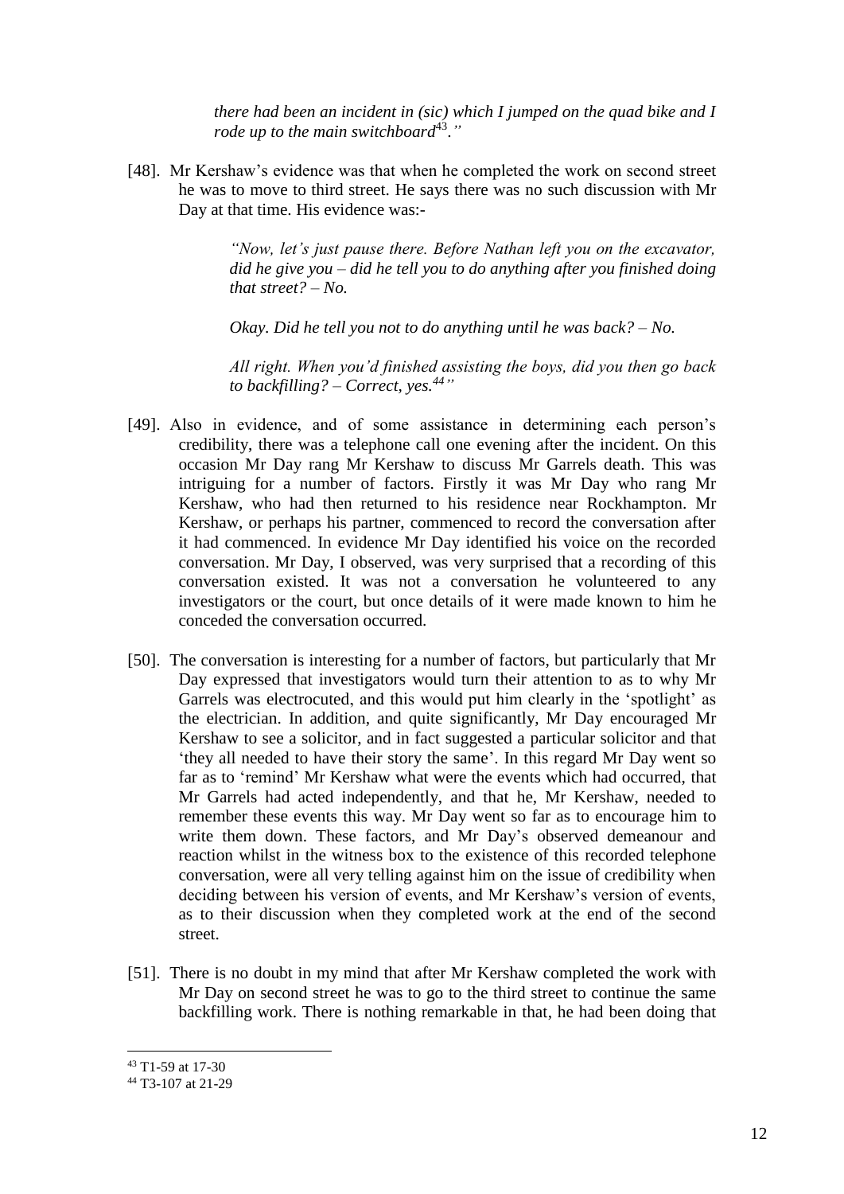> *there had been an incident in (sic) which I jumped on the quad bike and I rode up to the main switchboard*[43]*."*

[48]. Mr Kershaw's evidence was that when he completed the work on second street he was to move to third street. He says there was no such discussion with Mr Day at that time. His evidence was:-

> *"Now, let's just pause there. Before Nathan left you on the excavator, did he give you – did he tell you to do anything after you finished doing that street? – No.*
>
> *Okay. Did he tell you not to do anything until he was back? – No.*
>
> *All right. When you'd finished assisting the boys, did you then go back to backfilling? – Correct, yes.*[44]*"*

[49]. Also in evidence, and of some assistance in determining each person's credibility, there was a telephone call one evening after the incident. On this occasion Mr Day rang Mr Kershaw to discuss Mr Garrels death. This was intriguing for a number of factors. Firstly it was Mr Day who rang Mr Kershaw, who had then returned to his residence near Rockhampton. Mr Kershaw, or perhaps his partner, commenced to record the conversation after it had commenced. In evidence Mr Day identified his voice on the recorded conversation. Mr Day, I observed, was very surprised that a recording of this conversation existed. It was not a conversation he volunteered to any investigators or the court, but once details of it were made known to him he conceded the conversation occurred.

[50]. The conversation is interesting for a number of factors, but particularly that Mr Day expressed that investigators would turn their attention to as to why Mr Garrels was electrocuted, and this would put him clearly in the 'spotlight' as the electrician. In addition, and quite significantly, Mr Day encouraged Mr Kershaw to see a solicitor, and in fact suggested a particular solicitor and that 'they all needed to have their story the same'. In this regard Mr Day went so far as to 'remind' Mr Kershaw what were the events which had occurred, that Mr Garrels had acted independently, and that he, Mr Kershaw, needed to remember these events this way. Mr Day went so far as to encourage him to write them down. These factors, and Mr Day's observed demeanour and reaction whilst in the witness box to the existence of this recorded telephone conversation, were all very telling against him on the issue of credibility when deciding between his version of events, and Mr Kershaw's version of events, as to their discussion when they completed work at the end of the second street.

[51]. There is no doubt in my mind that after Mr Kershaw completed the work with Mr Day on second street he was to go to the third street to continue the same backfilling work. There is nothing remarkable in that, he had been doing that

---

[43] T1-59 at 17-30

[44] T3-107 at 21-29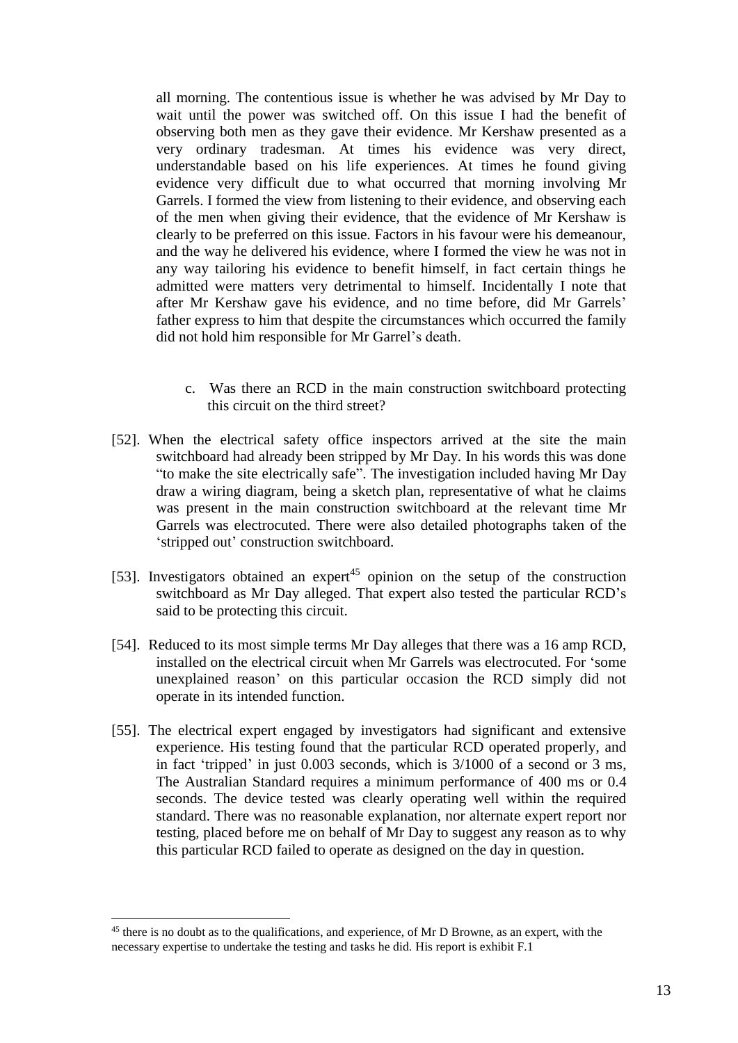all morning. The contentious issue is whether he was advised by Mr Day to wait until the power was switched off. On this issue I had the benefit of observing both men as they gave their evidence. Mr Kershaw presented as a very ordinary tradesman. At times his evidence was very direct, understandable based on his life experiences. At times he found giving evidence very difficult due to what occurred that morning involving Mr Garrels. I formed the view from listening to their evidence, and observing each of the men when giving their evidence, that the evidence of Mr Kershaw is clearly to be preferred on this issue. Factors in his favour were his demeanour, and the way he delivered his evidence, where I formed the view he was not in any way tailoring his evidence to benefit himself, in fact certain things he admitted were matters very detrimental to himself. Incidentally I note that after Mr Kershaw gave his evidence, and no time before, did Mr Garrels' father express to him that despite the circumstances which occurred the family did not hold him responsible for Mr Garrel's death.

c. Was there an RCD in the main construction switchboard protecting this circuit on the third street?

[52]. When the electrical safety office inspectors arrived at the site the main switchboard had already been stripped by Mr Day. In his words this was done "to make the site electrically safe". The investigation included having Mr Day draw a wiring diagram, being a sketch plan, representative of what he claims was present in the main construction switchboard at the relevant time Mr Garrels was electrocuted. There were also detailed photographs taken of the 'stripped out' construction switchboard.

[53]. Investigators obtained an expert[45] opinion on the setup of the construction switchboard as Mr Day alleged. That expert also tested the particular RCD's said to be protecting this circuit.

[54]. Reduced to its most simple terms Mr Day alleges that there was a 16 amp RCD, installed on the electrical circuit when Mr Garrels was electrocuted. For 'some unexplained reason' on this particular occasion the RCD simply did not operate in its intended function.

[55]. The electrical expert engaged by investigators had significant and extensive experience. His testing found that the particular RCD operated properly, and in fact 'tripped' in just 0.003 seconds, which is 3/1000 of a second or 3 ms, The Australian Standard requires a minimum performance of 400 ms or 0.4 seconds. The device tested was clearly operating well within the required standard. There was no reasonable explanation, nor alternate expert report nor testing, placed before me on behalf of Mr Day to suggest any reason as to why this particular RCD failed to operate as designed on the day in question.

---

[45] there is no doubt as to the qualifications, and experience, of Mr D Browne, as an expert, with the necessary expertise to undertake the testing and tasks he did. His report is exhibit F.1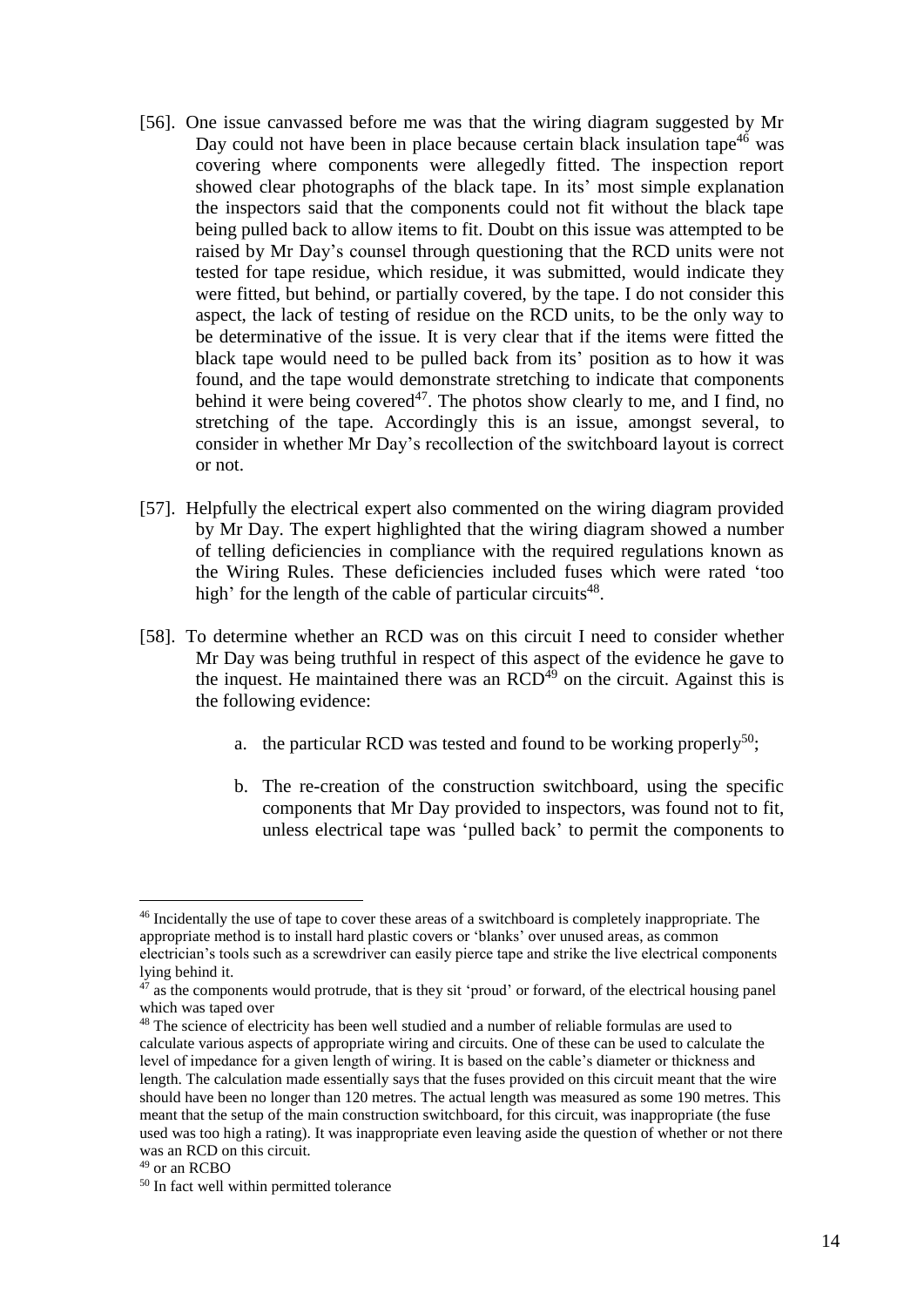[56]. One issue canvassed before me was that the wiring diagram suggested by Mr Day could not have been in place because certain black insulation tape[46] was covering where components were allegedly fitted. The inspection report showed clear photographs of the black tape. In its' most simple explanation the inspectors said that the components could not fit without the black tape being pulled back to allow items to fit. Doubt on this issue was attempted to be raised by Mr Day's counsel through questioning that the RCD units were not tested for tape residue, which residue, it was submitted, would indicate they were fitted, but behind, or partially covered, by the tape. I do not consider this aspect, the lack of testing of residue on the RCD units, to be the only way to be determinative of the issue. It is very clear that if the items were fitted the black tape would need to be pulled back from its' position as to how it was found, and the tape would demonstrate stretching to indicate that components behind it were being covered[47]. The photos show clearly to me, and I find, no stretching of the tape. Accordingly this is an issue, amongst several, to consider in whether Mr Day's recollection of the switchboard layout is correct or not.

[57]. Helpfully the electrical expert also commented on the wiring diagram provided by Mr Day. The expert highlighted that the wiring diagram showed a number of telling deficiencies in compliance with the required regulations known as the Wiring Rules. These deficiencies included fuses which were rated 'too high' for the length of the cable of particular circuits[48].

[58]. To determine whether an RCD was on this circuit I need to consider whether Mr Day was being truthful in respect of this aspect of the evidence he gave to the inquest. He maintained there was an RCD[49] on the circuit. Against this is the following evidence:

a. the particular RCD was tested and found to be working properly[50];

b. The re-creation of the construction switchboard, using the specific components that Mr Day provided to inspectors, was found not to fit, unless electrical tape was 'pulled back' to permit the components to

---

[46] Incidentally the use of tape to cover these areas of a switchboard is completely inappropriate. The appropriate method is to install hard plastic covers or 'blanks' over unused areas, as common electrician's tools such as a screwdriver can easily pierce tape and strike the live electrical components lying behind it.

[47] as the components would protrude, that is they sit 'proud' or forward, of the electrical housing panel which was taped over

[48] The science of electricity has been well studied and a number of reliable formulas are used to calculate various aspects of appropriate wiring and circuits. One of these can be used to calculate the level of impedance for a given length of wiring. It is based on the cable's diameter or thickness and length. The calculation made essentially says that the fuses provided on this circuit meant that the wire should have been no longer than 120 metres. The actual length was measured as some 190 metres. This meant that the setup of the main construction switchboard, for this circuit, was inappropriate (the fuse used was too high a rating). It was inappropriate even leaving aside the question of whether or not there was an RCD on this circuit.

[49] or an RCBO

[50] In fact well within permitted tolerance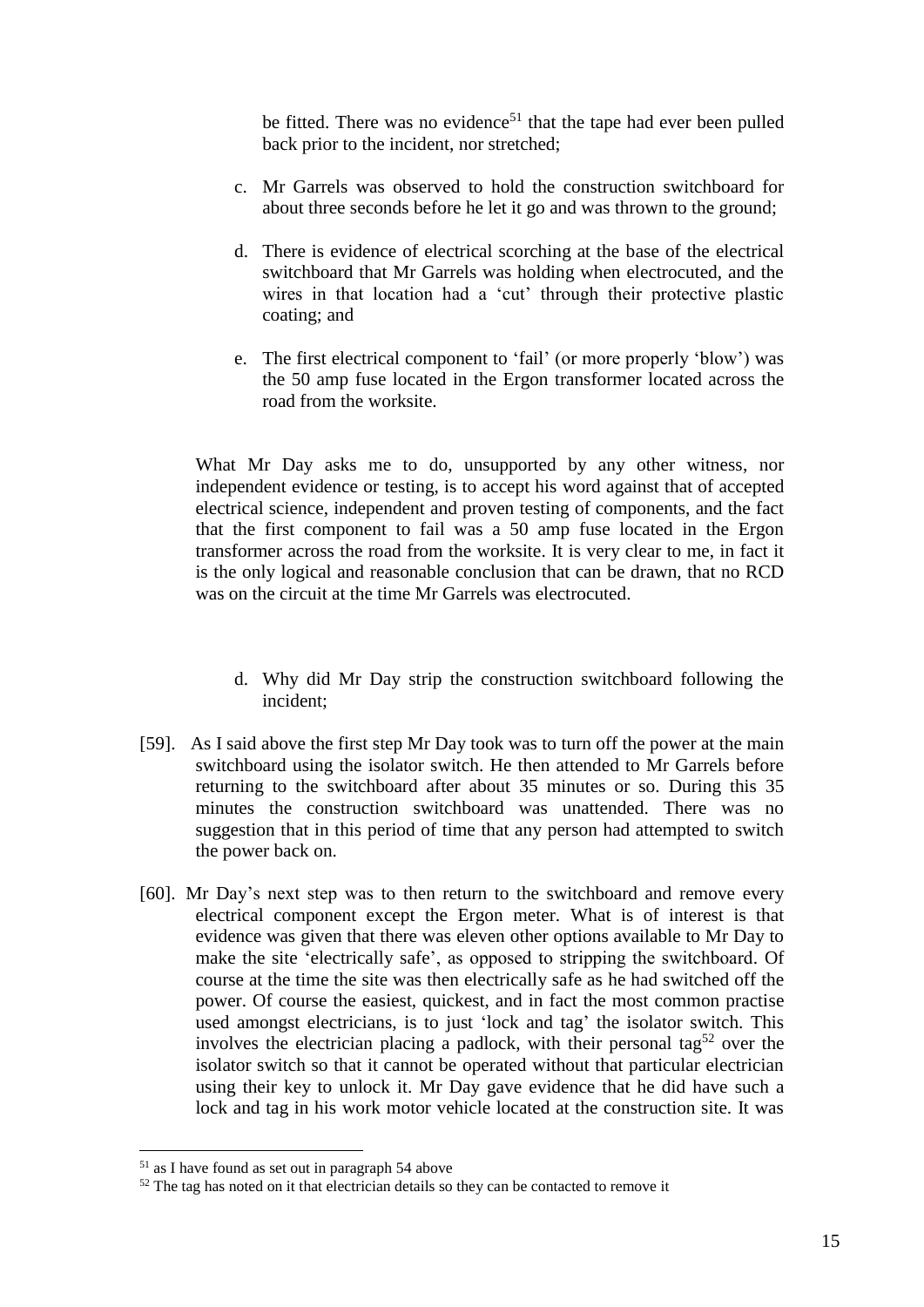be fitted. There was no evidence[51] that the tape had ever been pulled back prior to the incident, nor stretched;

c. Mr Garrels was observed to hold the construction switchboard for about three seconds before he let it go and was thrown to the ground;

d. There is evidence of electrical scorching at the base of the electrical switchboard that Mr Garrels was holding when electrocuted, and the wires in that location had a 'cut' through their protective plastic coating; and

e. The first electrical component to 'fail' (or more properly 'blow') was the 50 amp fuse located in the Ergon transformer located across the road from the worksite.

What Mr Day asks me to do, unsupported by any other witness, nor independent evidence or testing, is to accept his word against that of accepted electrical science, independent and proven testing of components, and the fact that the first component to fail was a 50 amp fuse located in the Ergon transformer across the road from the worksite. It is very clear to me, in fact it is the only logical and reasonable conclusion that can be drawn, that no RCD was on the circuit at the time Mr Garrels was electrocuted.

d. Why did Mr Day strip the construction switchboard following the incident;

[59]. As I said above the first step Mr Day took was to turn off the power at the main switchboard using the isolator switch. He then attended to Mr Garrels before returning to the switchboard after about 35 minutes or so. During this 35 minutes the construction switchboard was unattended. There was no suggestion that in this period of time that any person had attempted to switch the power back on.

[60]. Mr Day's next step was to then return to the switchboard and remove every electrical component except the Ergon meter. What is of interest is that evidence was given that there was eleven other options available to Mr Day to make the site 'electrically safe', as opposed to stripping the switchboard. Of course at the time the site was then electrically safe as he had switched off the power. Of course the easiest, quickest, and in fact the most common practise used amongst electricians, is to just 'lock and tag' the isolator switch. This involves the electrician placing a padlock, with their personal tag[52] over the isolator switch so that it cannot be operated without that particular electrician using their key to unlock it. Mr Day gave evidence that he did have such a lock and tag in his work motor vehicle located at the construction site. It was

[51] as I have found as set out in paragraph 54 above

[52] The tag has noted on it that electrician details so they can be contacted to remove it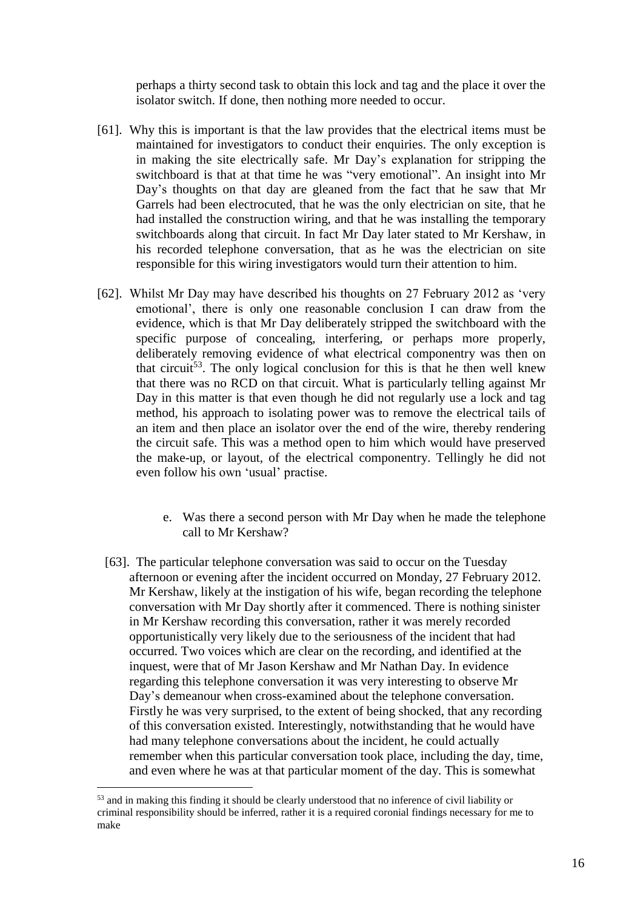perhaps a thirty second task to obtain this lock and tag and the place it over the isolator switch. If done, then nothing more needed to occur.

[61]. Why this is important is that the law provides that the electrical items must be maintained for investigators to conduct their enquiries. The only exception is in making the site electrically safe. Mr Day's explanation for stripping the switchboard is that at that time he was "very emotional". An insight into Mr Day's thoughts on that day are gleaned from the fact that he saw that Mr Garrels had been electrocuted, that he was the only electrician on site, that he had installed the construction wiring, and that he was installing the temporary switchboards along that circuit. In fact Mr Day later stated to Mr Kershaw, in his recorded telephone conversation, that as he was the electrician on site responsible for this wiring investigators would turn their attention to him.

[62]. Whilst Mr Day may have described his thoughts on 27 February 2012 as 'very emotional', there is only one reasonable conclusion I can draw from the evidence, which is that Mr Day deliberately stripped the switchboard with the specific purpose of concealing, interfering, or perhaps more properly, deliberately removing evidence of what electrical componentry was then on that circuit[53]. The only logical conclusion for this is that he then well knew that there was no RCD on that circuit. What is particularly telling against Mr Day in this matter is that even though he did not regularly use a lock and tag method, his approach to isolating power was to remove the electrical tails of an item and then place an isolator over the end of the wire, thereby rendering the circuit safe. This was a method open to him which would have preserved the make-up, or layout, of the electrical componentry. Tellingly he did not even follow his own 'usual' practise.

e. Was there a second person with Mr Day when he made the telephone call to Mr Kershaw?

[63]. The particular telephone conversation was said to occur on the Tuesday afternoon or evening after the incident occurred on Monday, 27 February 2012. Mr Kershaw, likely at the instigation of his wife, began recording the telephone conversation with Mr Day shortly after it commenced. There is nothing sinister in Mr Kershaw recording this conversation, rather it was merely recorded opportunistically very likely due to the seriousness of the incident that had occurred. Two voices which are clear on the recording, and identified at the inquest, were that of Mr Jason Kershaw and Mr Nathan Day. In evidence regarding this telephone conversation it was very interesting to observe Mr Day's demeanour when cross-examined about the telephone conversation. Firstly he was very surprised, to the extent of being shocked, that any recording of this conversation existed. Interestingly, notwithstanding that he would have had many telephone conversations about the incident, he could actually remember when this particular conversation took place, including the day, time, and even where he was at that particular moment of the day. This is somewhat

[53] and in making this finding it should be clearly understood that no inference of civil liability or criminal responsibility should be inferred, rather it is a required coronial findings necessary for me to make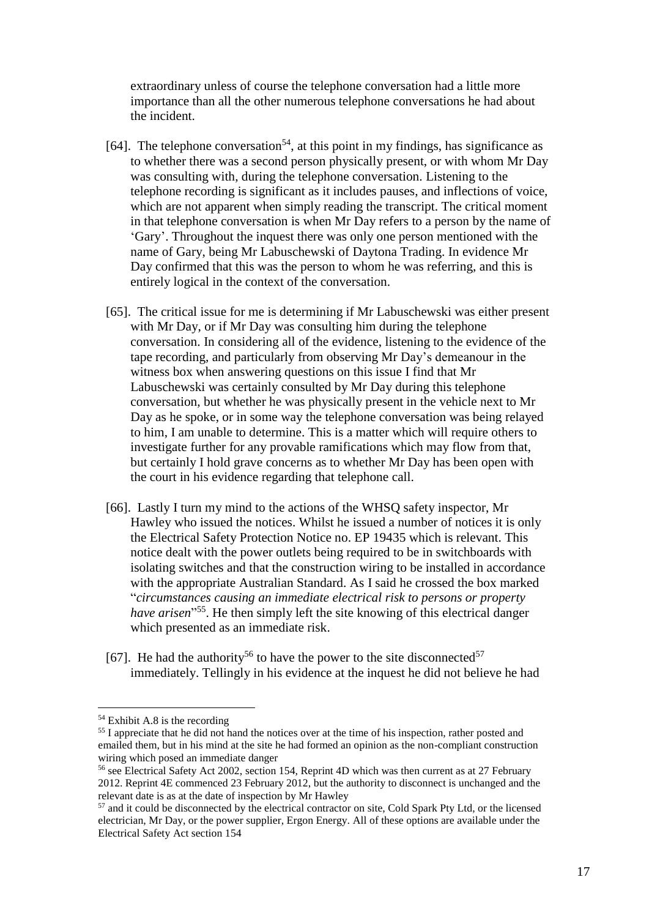extraordinary unless of course the telephone conversation had a little more importance than all the other numerous telephone conversations he had about the incident.

[64]. The telephone conversation[54], at this point in my findings, has significance as to whether there was a second person physically present, or with whom Mr Day was consulting with, during the telephone conversation. Listening to the telephone recording is significant as it includes pauses, and inflections of voice, which are not apparent when simply reading the transcript. The critical moment in that telephone conversation is when Mr Day refers to a person by the name of 'Gary'. Throughout the inquest there was only one person mentioned with the name of Gary, being Mr Labuschewski of Daytona Trading. In evidence Mr Day confirmed that this was the person to whom he was referring, and this is entirely logical in the context of the conversation.

[65]. The critical issue for me is determining if Mr Labuschewski was either present with Mr Day, or if Mr Day was consulting him during the telephone conversation. In considering all of the evidence, listening to the evidence of the tape recording, and particularly from observing Mr Day's demeanour in the witness box when answering questions on this issue I find that Mr Labuschewski was certainly consulted by Mr Day during this telephone conversation, but whether he was physically present in the vehicle next to Mr Day as he spoke, or in some way the telephone conversation was being relayed to him, I am unable to determine. This is a matter which will require others to investigate further for any provable ramifications which may flow from that, but certainly I hold grave concerns as to whether Mr Day has been open with the court in his evidence regarding that telephone call.

[66]. Lastly I turn my mind to the actions of the WHSQ safety inspector, Mr Hawley who issued the notices. Whilst he issued a number of notices it is only the Electrical Safety Protection Notice no. EP 19435 which is relevant. This notice dealt with the power outlets being required to be in switchboards with isolating switches and that the construction wiring to be installed in accordance with the appropriate Australian Standard. As I said he crossed the box marked "*circumstances causing an immediate electrical risk to persons or property have arisen*"[55]. He then simply left the site knowing of this electrical danger which presented as an immediate risk.

[67]. He had the authority[56] to have the power to the site disconnected[57] immediately. Tellingly in his evidence at the inquest he did not believe he had

---

[54] Exhibit A.8 is the recording

[55] I appreciate that he did not hand the notices over at the time of his inspection, rather posted and emailed them, but in his mind at the site he had formed an opinion as the non-compliant construction wiring which posed an immediate danger

[56] see Electrical Safety Act 2002, section 154, Reprint 4D which was then current as at 27 February 2012. Reprint 4E commenced 23 February 2012, but the authority to disconnect is unchanged and the relevant date is as at the date of inspection by Mr Hawley

[57] and it could be disconnected by the electrical contractor on site, Cold Spark Pty Ltd, or the licensed electrician, Mr Day, or the power supplier, Ergon Energy. All of these options are available under the Electrical Safety Act section 154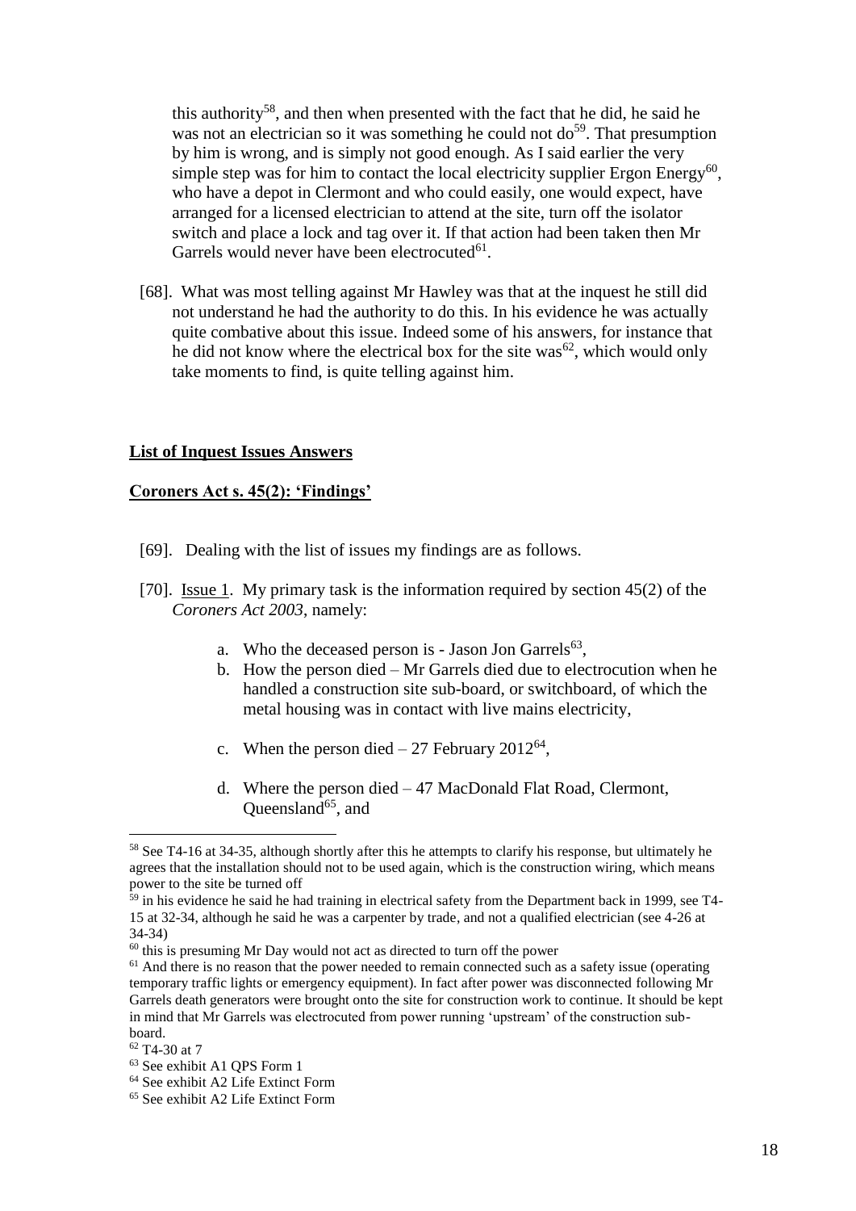this authority[58], and then when presented with the fact that he did, he said he was not an electrician so it was something he could not do[59]. That presumption by him is wrong, and is simply not good enough. As I said earlier the very simple step was for him to contact the local electricity supplier Ergon Energy[60], who have a depot in Clermont and who could easily, one would expect, have arranged for a licensed electrician to attend at the site, turn off the isolator switch and place a lock and tag over it. If that action had been taken then Mr Garrels would never have been electrocuted[61].

[68]. What was most telling against Mr Hawley was that at the inquest he still did not understand he had the authority to do this. In his evidence he was actually quite combative about this issue. Indeed some of his answers, for instance that he did not know where the electrical box for the site was[62], which would only take moments to find, is quite telling against him.

**List of Inquest Issues Answers**

**Coroners Act s. 45(2): 'Findings'**

[69]. Dealing with the list of issues my findings are as follows.

[70]. Issue 1. My primary task is the information required by section 45(2) of the *Coroners Act 2003*, namely:

a. Who the deceased person is - Jason Jon Garrels[63],
b. How the person died – Mr Garrels died due to electrocution when he handled a construction site sub-board, or switchboard, of which the metal housing was in contact with live mains electricity,
c. When the person died – 27 February 2012[64],
d. Where the person died – 47 MacDonald Flat Road, Clermont, Queensland[65], and

---

[58] See T4-16 at 34-35, although shortly after this he attempts to clarify his response, but ultimately he agrees that the installation should not to be used again, which is the construction wiring, which means power to the site be turned off

[59] in his evidence he said he had training in electrical safety from the Department back in 1999, see T4-15 at 32-34, although he said he was a carpenter by trade, and not a qualified electrician (see 4-26 at 34-34)

[60] this is presuming Mr Day would not act as directed to turn off the power

[61] And there is no reason that the power needed to remain connected such as a safety issue (operating temporary traffic lights or emergency equipment). In fact after power was disconnected following Mr Garrels death generators were brought onto the site for construction work to continue. It should be kept in mind that Mr Garrels was electrocuted from power running 'upstream' of the construction sub-board.

[62] T4-30 at 7

[63] See exhibit A1 QPS Form 1

[64] See exhibit A2 Life Extinct Form

[65] See exhibit A2 Life Extinct Form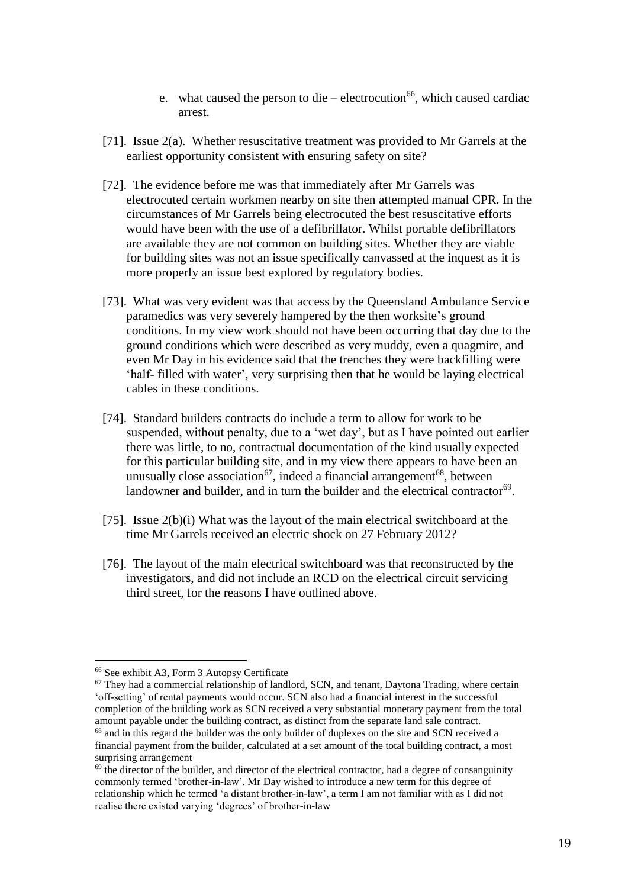e. what caused the person to die – electrocution[66], which caused cardiac arrest.

[71]. Issue 2(a). Whether resuscitative treatment was provided to Mr Garrels at the earliest opportunity consistent with ensuring safety on site?

[72]. The evidence before me was that immediately after Mr Garrels was electrocuted certain workmen nearby on site then attempted manual CPR. In the circumstances of Mr Garrels being electrocuted the best resuscitative efforts would have been with the use of a defibrillator. Whilst portable defibrillators are available they are not common on building sites. Whether they are viable for building sites was not an issue specifically canvassed at the inquest as it is more properly an issue best explored by regulatory bodies.

[73]. What was very evident was that access by the Queensland Ambulance Service paramedics was very severely hampered by the then worksite's ground conditions. In my view work should not have been occurring that day due to the ground conditions which were described as very muddy, even a quagmire, and even Mr Day in his evidence said that the trenches they were backfilling were 'half- filled with water', very surprising then that he would be laying electrical cables in these conditions.

[74]. Standard builders contracts do include a term to allow for work to be suspended, without penalty, due to a 'wet day', but as I have pointed out earlier there was little, to no, contractual documentation of the kind usually expected for this particular building site, and in my view there appears to have been an unusually close association[67], indeed a financial arrangement[68], between landowner and builder, and in turn the builder and the electrical contractor[69].

[75]. Issue 2(b)(i) What was the layout of the main electrical switchboard at the time Mr Garrels received an electric shock on 27 February 2012?

[76]. The layout of the main electrical switchboard was that reconstructed by the investigators, and did not include an RCD on the electrical circuit servicing third street, for the reasons I have outlined above.

---

[66] See exhibit A3, Form 3 Autopsy Certificate

[67] They had a commercial relationship of landlord, SCN, and tenant, Daytona Trading, where certain 'off-setting' of rental payments would occur. SCN also had a financial interest in the successful completion of the building work as SCN received a very substantial monetary payment from the total amount payable under the building contract, as distinct from the separate land sale contract.

[68] and in this regard the builder was the only builder of duplexes on the site and SCN received a financial payment from the builder, calculated at a set amount of the total building contract, a most surprising arrangement

[69] the director of the builder, and director of the electrical contractor, had a degree of consanguinity commonly termed 'brother-in-law'. Mr Day wished to introduce a new term for this degree of relationship which he termed 'a distant brother-in-law', a term I am not familiar with as I did not realise there existed varying 'degrees' of brother-in-law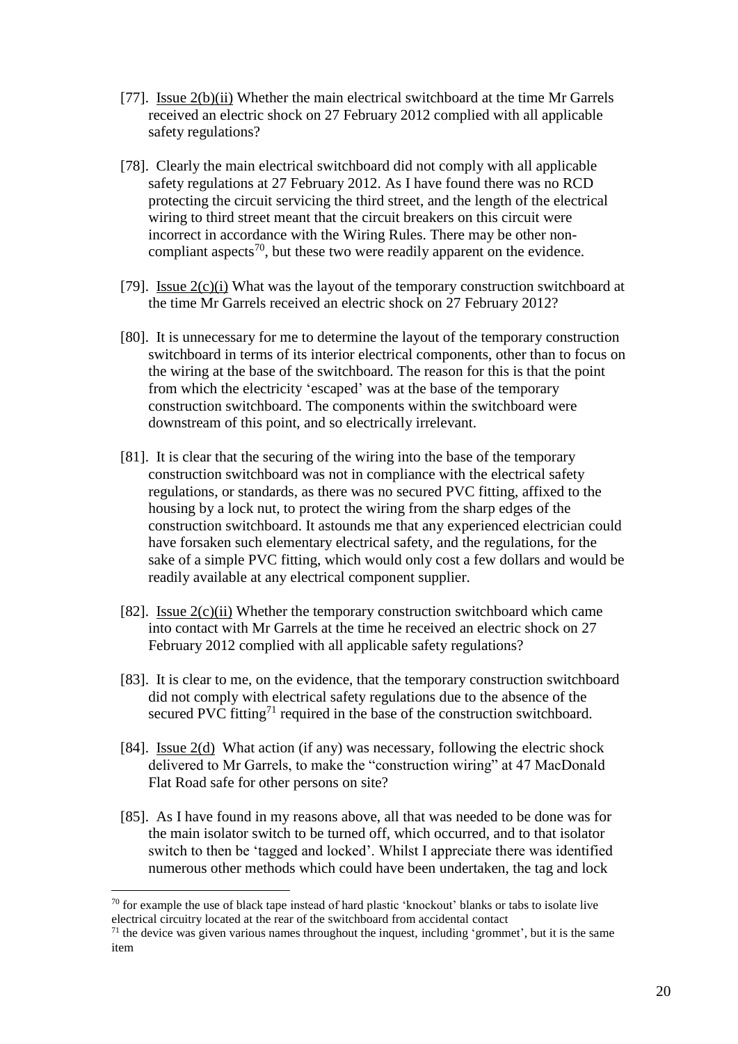[77]. Issue 2(b)(ii) Whether the main electrical switchboard at the time Mr Garrels received an electric shock on 27 February 2012 complied with all applicable safety regulations?

[78]. Clearly the main electrical switchboard did not comply with all applicable safety regulations at 27 February 2012. As I have found there was no RCD protecting the circuit servicing the third street, and the length of the electrical wiring to third street meant that the circuit breakers on this circuit were incorrect in accordance with the Wiring Rules. There may be other non-compliant aspects[70], but these two were readily apparent on the evidence.

[79]. Issue 2(c)(i) What was the layout of the temporary construction switchboard at the time Mr Garrels received an electric shock on 27 February 2012?

[80]. It is unnecessary for me to determine the layout of the temporary construction switchboard in terms of its interior electrical components, other than to focus on the wiring at the base of the switchboard. The reason for this is that the point from which the electricity 'escaped' was at the base of the temporary construction switchboard. The components within the switchboard were downstream of this point, and so electrically irrelevant.

[81]. It is clear that the securing of the wiring into the base of the temporary construction switchboard was not in compliance with the electrical safety regulations, or standards, as there was no secured PVC fitting, affixed to the housing by a lock nut, to protect the wiring from the sharp edges of the construction switchboard. It astounds me that any experienced electrician could have forsaken such elementary electrical safety, and the regulations, for the sake of a simple PVC fitting, which would only cost a few dollars and would be readily available at any electrical component supplier.

[82]. Issue 2(c)(ii) Whether the temporary construction switchboard which came into contact with Mr Garrels at the time he received an electric shock on 27 February 2012 complied with all applicable safety regulations?

[83]. It is clear to me, on the evidence, that the temporary construction switchboard did not comply with electrical safety regulations due to the absence of the secured PVC fitting[71] required in the base of the construction switchboard.

[84]. Issue 2(d) What action (if any) was necessary, following the electric shock delivered to Mr Garrels, to make the "construction wiring" at 47 MacDonald Flat Road safe for other persons on site?

[85]. As I have found in my reasons above, all that was needed to be done was for the main isolator switch to be turned off, which occurred, and to that isolator switch to then be 'tagged and locked'. Whilst I appreciate there was identified numerous other methods which could have been undertaken, the tag and lock

---

[70] for example the use of black tape instead of hard plastic 'knockout' blanks or tabs to isolate live electrical circuitry located at the rear of the switchboard from accidental contact

[71] the device was given various names throughout the inquest, including 'grommet', but it is the same item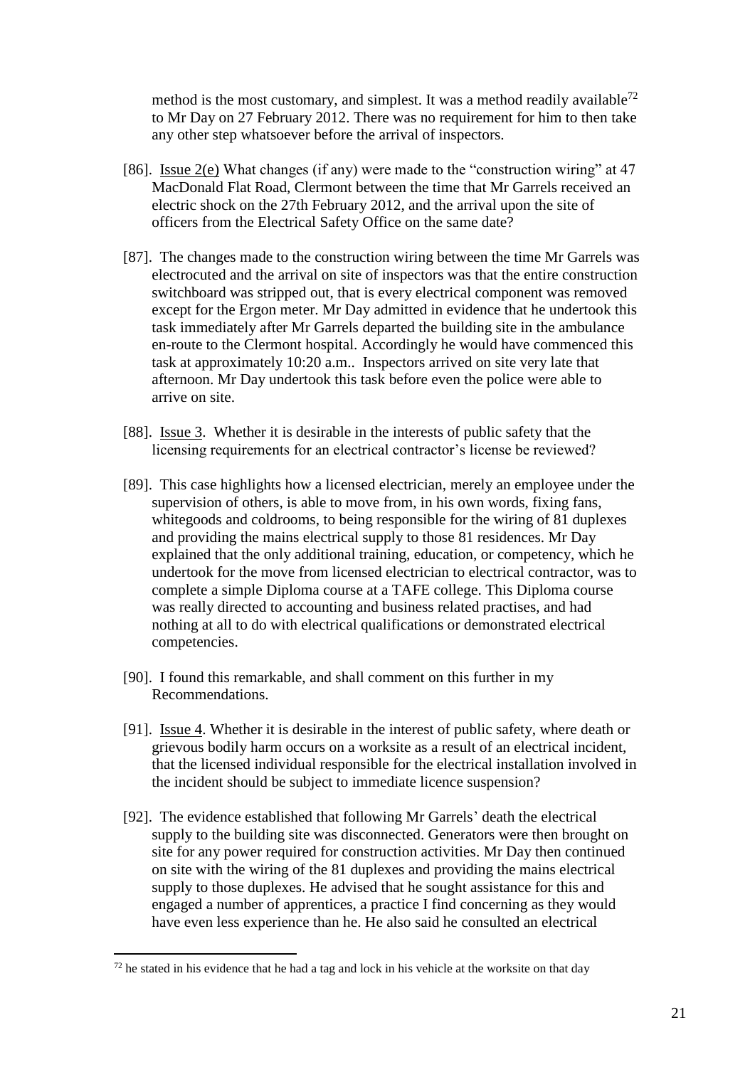method is the most customary, and simplest. It was a method readily available[72] to Mr Day on 27 February 2012. There was no requirement for him to then take any other step whatsoever before the arrival of inspectors.

[86]. Issue 2(e) What changes (if any) were made to the "construction wiring" at 47 MacDonald Flat Road, Clermont between the time that Mr Garrels received an electric shock on the 27th February 2012, and the arrival upon the site of officers from the Electrical Safety Office on the same date?

[87]. The changes made to the construction wiring between the time Mr Garrels was electrocuted and the arrival on site of inspectors was that the entire construction switchboard was stripped out, that is every electrical component was removed except for the Ergon meter. Mr Day admitted in evidence that he undertook this task immediately after Mr Garrels departed the building site in the ambulance en-route to the Clermont hospital. Accordingly he would have commenced this task at approximately 10:20 a.m.. Inspectors arrived on site very late that afternoon. Mr Day undertook this task before even the police were able to arrive on site.

[88]. Issue 3. Whether it is desirable in the interests of public safety that the licensing requirements for an electrical contractor's license be reviewed?

[89]. This case highlights how a licensed electrician, merely an employee under the supervision of others, is able to move from, in his own words, fixing fans, whitegoods and coldrooms, to being responsible for the wiring of 81 duplexes and providing the mains electrical supply to those 81 residences. Mr Day explained that the only additional training, education, or competency, which he undertook for the move from licensed electrician to electrical contractor, was to complete a simple Diploma course at a TAFE college. This Diploma course was really directed to accounting and business related practises, and had nothing at all to do with electrical qualifications or demonstrated electrical competencies.

[90]. I found this remarkable, and shall comment on this further in my Recommendations.

[91]. Issue 4. Whether it is desirable in the interest of public safety, where death or grievous bodily harm occurs on a worksite as a result of an electrical incident, that the licensed individual responsible for the electrical installation involved in the incident should be subject to immediate licence suspension?

[92]. The evidence established that following Mr Garrels' death the electrical supply to the building site was disconnected. Generators were then brought on site for any power required for construction activities. Mr Day then continued on site with the wiring of the 81 duplexes and providing the mains electrical supply to those duplexes. He advised that he sought assistance for this and engaged a number of apprentices, a practice I find concerning as they would have even less experience than he. He also said he consulted an electrical

[72] he stated in his evidence that he had a tag and lock in his vehicle at the worksite on that day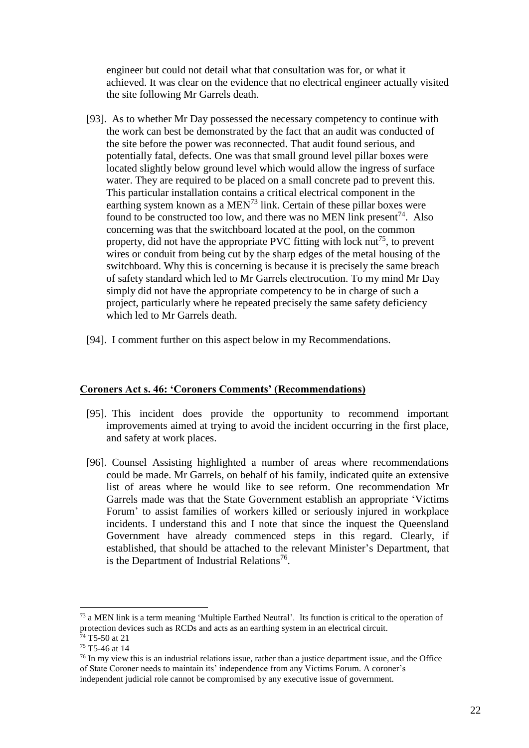engineer but could not detail what that consultation was for, or what it achieved. It was clear on the evidence that no electrical engineer actually visited the site following Mr Garrels death.

[93]. As to whether Mr Day possessed the necessary competency to continue with the work can best be demonstrated by the fact that an audit was conducted of the site before the power was reconnected. That audit found serious, and potentially fatal, defects. One was that small ground level pillar boxes were located slightly below ground level which would allow the ingress of surface water. They are required to be placed on a small concrete pad to prevent this. This particular installation contains a critical electrical component in the earthing system known as a MEN[73] link. Certain of these pillar boxes were found to be constructed too low, and there was no MEN link present[74]. Also concerning was that the switchboard located at the pool, on the common property, did not have the appropriate PVC fitting with lock nut[75], to prevent wires or conduit from being cut by the sharp edges of the metal housing of the switchboard. Why this is concerning is because it is precisely the same breach of safety standard which led to Mr Garrels electrocution. To my mind Mr Day simply did not have the appropriate competency to be in charge of such a project, particularly where he repeated precisely the same safety deficiency which led to Mr Garrels death.

[94]. I comment further on this aspect below in my Recommendations.

## Coroners Act s. 46: 'Coroners Comments' (Recommendations)

[95]. This incident does provide the opportunity to recommend important improvements aimed at trying to avoid the incident occurring in the first place, and safety at work places.

[96]. Counsel Assisting highlighted a number of areas where recommendations could be made. Mr Garrels, on behalf of his family, indicated quite an extensive list of areas where he would like to see reform. One recommendation Mr Garrels made was that the State Government establish an appropriate 'Victims Forum' to assist families of workers killed or seriously injured in workplace incidents. I understand this and I note that since the inquest the Queensland Government have already commenced steps in this regard. Clearly, if established, that should be attached to the relevant Minister's Department, that is the Department of Industrial Relations[76].

---

[73] a MEN link is a term meaning 'Multiple Earthed Neutral'. Its function is critical to the operation of protection devices such as RCDs and acts as an earthing system in an electrical circuit.

[74] T5-50 at 21

[75] T5-46 at 14

[76] In my view this is an industrial relations issue, rather than a justice department issue, and the Office of State Coroner needs to maintain its' independence from any Victims Forum. A coroner's independent judicial role cannot be compromised by any executive issue of government.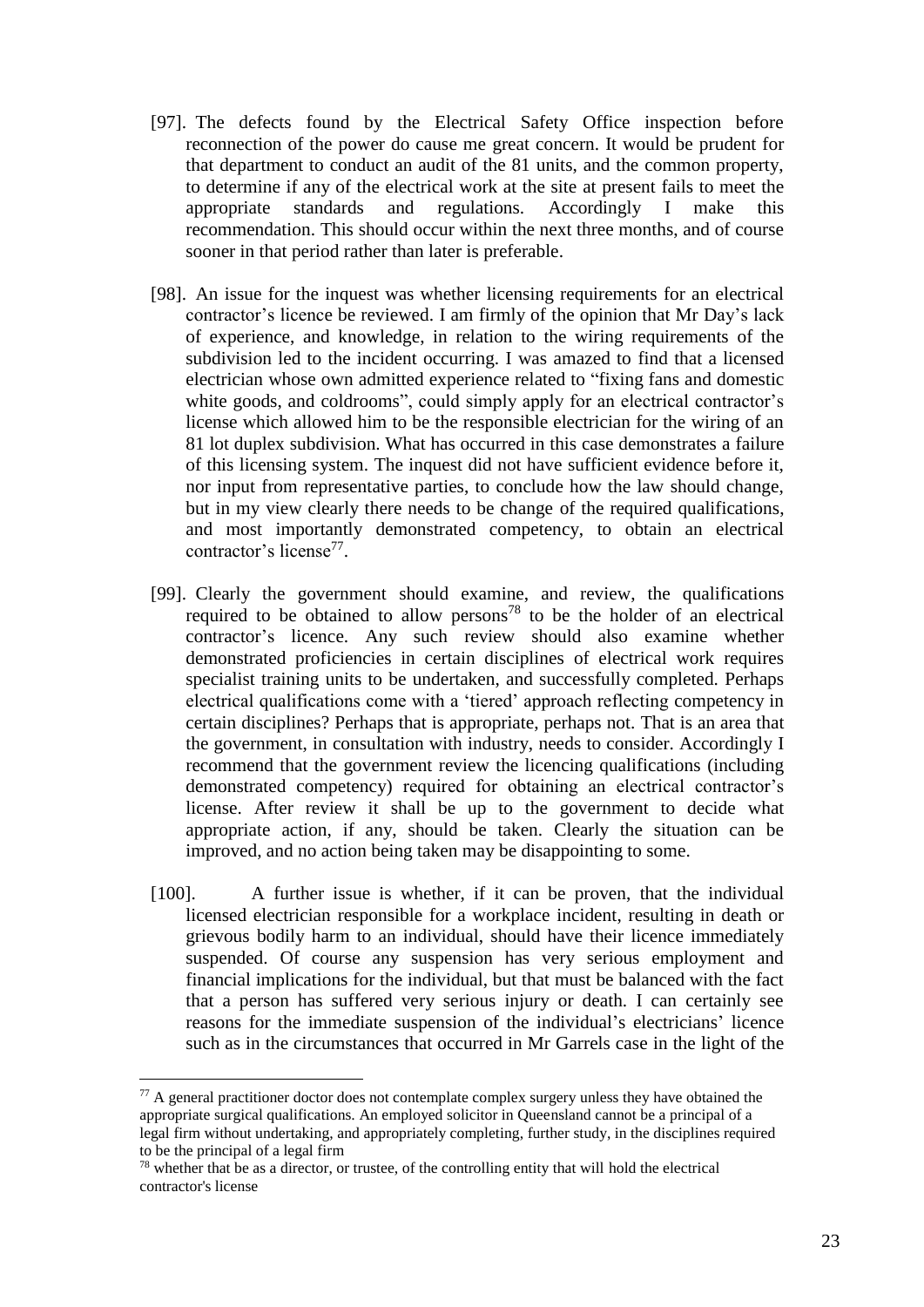[97]. The defects found by the Electrical Safety Office inspection before reconnection of the power do cause me great concern. It would be prudent for that department to conduct an audit of the 81 units, and the common property, to determine if any of the electrical work at the site at present fails to meet the appropriate standards and regulations. Accordingly I make this recommendation. This should occur within the next three months, and of course sooner in that period rather than later is preferable.

[98]. An issue for the inquest was whether licensing requirements for an electrical contractor's licence be reviewed. I am firmly of the opinion that Mr Day's lack of experience, and knowledge, in relation to the wiring requirements of the subdivision led to the incident occurring. I was amazed to find that a licensed electrician whose own admitted experience related to "fixing fans and domestic white goods, and coldrooms", could simply apply for an electrical contractor's license which allowed him to be the responsible electrician for the wiring of an 81 lot duplex subdivision. What has occurred in this case demonstrates a failure of this licensing system. The inquest did not have sufficient evidence before it, nor input from representative parties, to conclude how the law should change, but in my view clearly there needs to be change of the required qualifications, and most importantly demonstrated competency, to obtain an electrical contractor's license[77].

[99]. Clearly the government should examine, and review, the qualifications required to be obtained to allow persons[78] to be the holder of an electrical contractor's licence. Any such review should also examine whether demonstrated proficiencies in certain disciplines of electrical work requires specialist training units to be undertaken, and successfully completed. Perhaps electrical qualifications come with a 'tiered' approach reflecting competency in certain disciplines? Perhaps that is appropriate, perhaps not. That is an area that the government, in consultation with industry, needs to consider. Accordingly I recommend that the government review the licencing qualifications (including demonstrated competency) required for obtaining an electrical contractor's license. After review it shall be up to the government to decide what appropriate action, if any, should be taken. Clearly the situation can be improved, and no action being taken may be disappointing to some.

[100]. A further issue is whether, if it can be proven, that the individual licensed electrician responsible for a workplace incident, resulting in death or grievous bodily harm to an individual, should have their licence immediately suspended. Of course any suspension has very serious employment and financial implications for the individual, but that must be balanced with the fact that a person has suffered very serious injury or death. I can certainly see reasons for the immediate suspension of the individual's electricians' licence such as in the circumstances that occurred in Mr Garrels case in the light of the

---

[77] A general practitioner doctor does not contemplate complex surgery unless they have obtained the appropriate surgical qualifications. An employed solicitor in Queensland cannot be a principal of a legal firm without undertaking, and appropriately completing, further study, in the disciplines required to be the principal of a legal firm

[78] whether that be as a director, or trustee, of the controlling entity that will hold the electrical contractor's license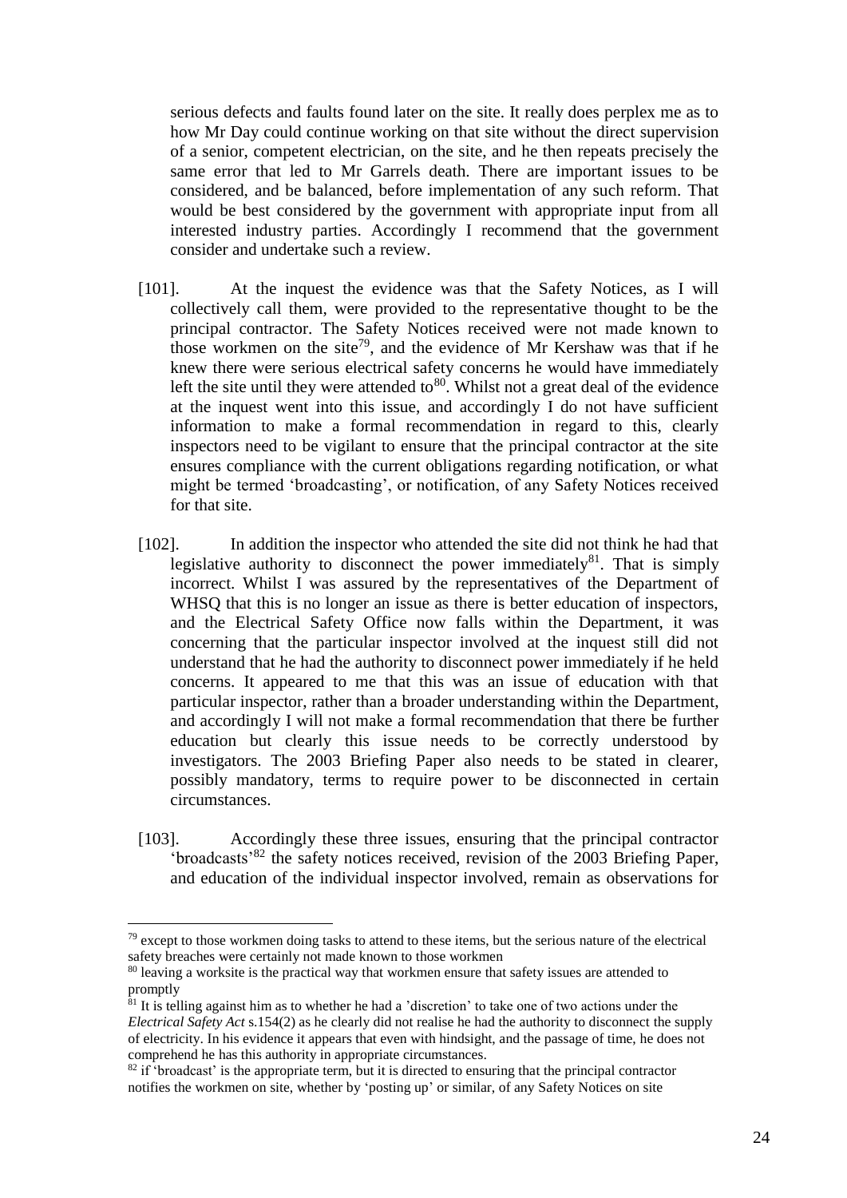serious defects and faults found later on the site. It really does perplex me as to how Mr Day could continue working on that site without the direct supervision of a senior, competent electrician, on the site, and he then repeats precisely the same error that led to Mr Garrels death. There are important issues to be considered, and be balanced, before implementation of any such reform. That would be best considered by the government with appropriate input from all interested industry parties. Accordingly I recommend that the government consider and undertake such a review.

[101]. At the inquest the evidence was that the Safety Notices, as I will collectively call them, were provided to the representative thought to be the principal contractor. The Safety Notices received were not made known to those workmen on the site[79], and the evidence of Mr Kershaw was that if he knew there were serious electrical safety concerns he would have immediately left the site until they were attended to[80]. Whilst not a great deal of the evidence at the inquest went into this issue, and accordingly I do not have sufficient information to make a formal recommendation in regard to this, clearly inspectors need to be vigilant to ensure that the principal contractor at the site ensures compliance with the current obligations regarding notification, or what might be termed 'broadcasting', or notification, of any Safety Notices received for that site.

[102]. In addition the inspector who attended the site did not think he had that legislative authority to disconnect the power immediately[81]. That is simply incorrect. Whilst I was assured by the representatives of the Department of WHSQ that this is no longer an issue as there is better education of inspectors, and the Electrical Safety Office now falls within the Department, it was concerning that the particular inspector involved at the inquest still did not understand that he had the authority to disconnect power immediately if he held concerns. It appeared to me that this was an issue of education with that particular inspector, rather than a broader understanding within the Department, and accordingly I will not make a formal recommendation that there be further education but clearly this issue needs to be correctly understood by investigators. The 2003 Briefing Paper also needs to be stated in clearer, possibly mandatory, terms to require power to be disconnected in certain circumstances.

[103]. Accordingly these three issues, ensuring that the principal contractor 'broadcasts'[82] the safety notices received, revision of the 2003 Briefing Paper, and education of the individual inspector involved, remain as observations for

---

[79] except to those workmen doing tasks to attend to these items, but the serious nature of the electrical safety breaches were certainly not made known to those workmen

[80] leaving a worksite is the practical way that workmen ensure that safety issues are attended to promptly

[81] It is telling against him as to whether he had a 'discretion' to take one of two actions under the *Electrical Safety Act* s.154(2) as he clearly did not realise he had the authority to disconnect the supply of electricity. In his evidence it appears that even with hindsight, and the passage of time, he does not comprehend he has this authority in appropriate circumstances.

[82] if 'broadcast' is the appropriate term, but it is directed to ensuring that the principal contractor notifies the workmen on site, whether by 'posting up' or similar, of any Safety Notices on site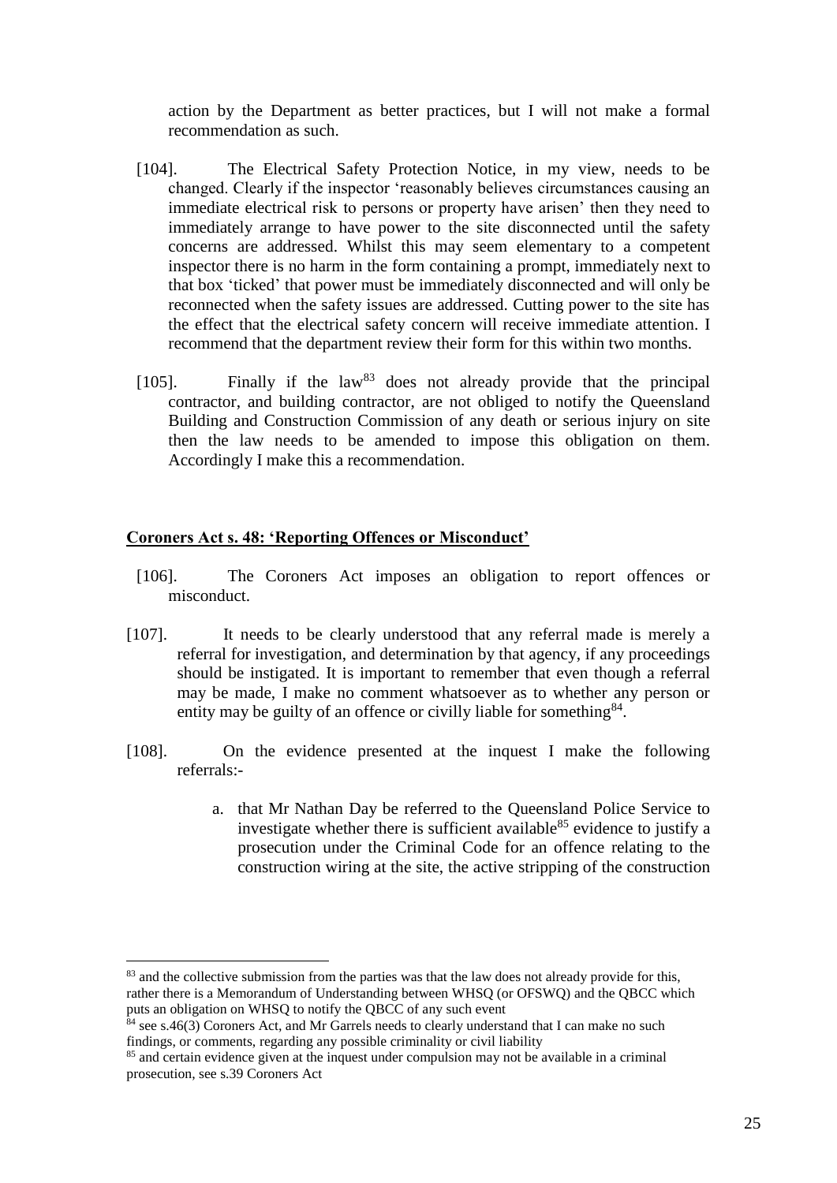action by the Department as better practices, but I will not make a formal recommendation as such.

[104]. The Electrical Safety Protection Notice, in my view, needs to be changed. Clearly if the inspector 'reasonably believes circumstances causing an immediate electrical risk to persons or property have arisen' then they need to immediately arrange to have power to the site disconnected until the safety concerns are addressed. Whilst this may seem elementary to a competent inspector there is no harm in the form containing a prompt, immediately next to that box 'ticked' that power must be immediately disconnected and will only be reconnected when the safety issues are addressed. Cutting power to the site has the effect that the electrical safety concern will receive immediate attention. I recommend that the department review their form for this within two months.

[105]. Finally if the law[83] does not already provide that the principal contractor, and building contractor, are not obliged to notify the Queensland Building and Construction Commission of any death or serious injury on site then the law needs to be amended to impose this obligation on them. Accordingly I make this a recommendation.

## Coroners Act s. 48: 'Reporting Offences or Misconduct'

[106]. The Coroners Act imposes an obligation to report offences or misconduct.

[107]. It needs to be clearly understood that any referral made is merely a referral for investigation, and determination by that agency, if any proceedings should be instigated. It is important to remember that even though a referral may be made, I make no comment whatsoever as to whether any person or entity may be guilty of an offence or civilly liable for something[84].

[108]. On the evidence presented at the inquest I make the following referrals:-

a. that Mr Nathan Day be referred to the Queensland Police Service to investigate whether there is sufficient available[85] evidence to justify a prosecution under the Criminal Code for an offence relating to the construction wiring at the site, the active stripping of the construction

---

[83] and the collective submission from the parties was that the law does not already provide for this, rather there is a Memorandum of Understanding between WHSQ (or OFSWQ) and the QBCC which puts an obligation on WHSQ to notify the QBCC of any such event

[84] see s.46(3) Coroners Act, and Mr Garrels needs to clearly understand that I can make no such findings, or comments, regarding any possible criminality or civil liability

[85] and certain evidence given at the inquest under compulsion may not be available in a criminal prosecution, see s.39 Coroners Act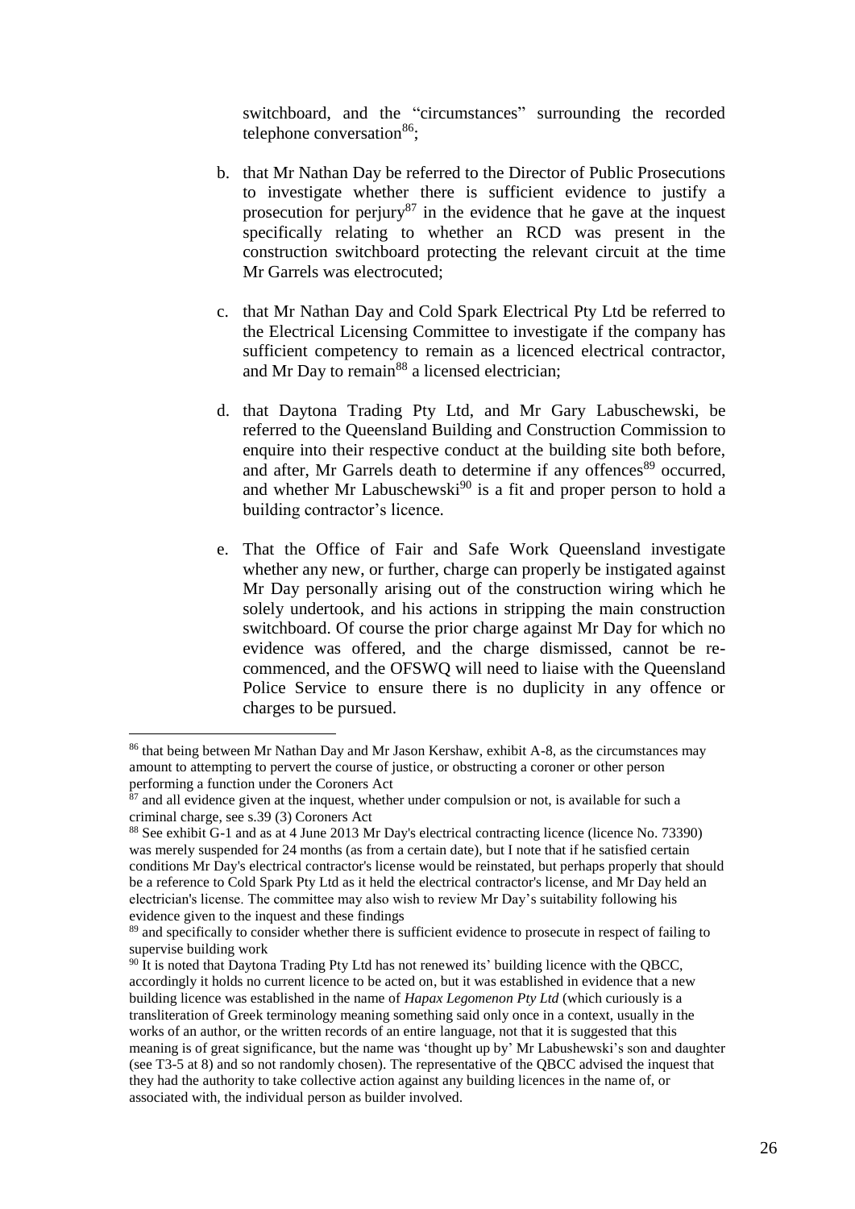switchboard, and the "circumstances" surrounding the recorded telephone conversation[86];

b. that Mr Nathan Day be referred to the Director of Public Prosecutions to investigate whether there is sufficient evidence to justify a prosecution for perjury[87] in the evidence that he gave at the inquest specifically relating to whether an RCD was present in the construction switchboard protecting the relevant circuit at the time Mr Garrels was electrocuted;

c. that Mr Nathan Day and Cold Spark Electrical Pty Ltd be referred to the Electrical Licensing Committee to investigate if the company has sufficient competency to remain as a licenced electrical contractor, and Mr Day to remain[88] a licensed electrician;

d. that Daytona Trading Pty Ltd, and Mr Gary Labuschewski, be referred to the Queensland Building and Construction Commission to enquire into their respective conduct at the building site both before, and after, Mr Garrels death to determine if any offences[89] occurred, and whether Mr Labuschewski[90] is a fit and proper person to hold a building contractor's licence.

e. That the Office of Fair and Safe Work Queensland investigate whether any new, or further, charge can properly be instigated against Mr Day personally arising out of the construction wiring which he solely undertook, and his actions in stripping the main construction switchboard. Of course the prior charge against Mr Day for which no evidence was offered, and the charge dismissed, cannot be re-commenced, and the OFSWQ will need to liaise with the Queensland Police Service to ensure there is no duplicity in any offence or charges to be pursued.

---

[86] that being between Mr Nathan Day and Mr Jason Kershaw, exhibit A-8, as the circumstances may amount to attempting to pervert the course of justice, or obstructing a coroner or other person performing a function under the Coroners Act

[87] and all evidence given at the inquest, whether under compulsion or not, is available for such a criminal charge, see s.39 (3) Coroners Act

[88] See exhibit G-1 and as at 4 June 2013 Mr Day's electrical contracting licence (licence No. 73390) was merely suspended for 24 months (as from a certain date), but I note that if he satisfied certain conditions Mr Day's electrical contractor's license would be reinstated, but perhaps properly that should be a reference to Cold Spark Pty Ltd as it held the electrical contractor's license, and Mr Day held an electrician's license. The committee may also wish to review Mr Day's suitability following his evidence given to the inquest and these findings

[89] and specifically to consider whether there is sufficient evidence to prosecute in respect of failing to supervise building work

[90] It is noted that Daytona Trading Pty Ltd has not renewed its' building licence with the QBCC, accordingly it holds no current licence to be acted on, but it was established in evidence that a new building licence was established in the name of *Hapax Legomenon Pty Ltd* (which curiously is a transliteration of Greek terminology meaning something said only once in a context, usually in the works of an author, or the written records of an entire language, not that it is suggested that this meaning is of great significance, but the name was 'thought up by' Mr Labushewski's son and daughter (see T3-5 at 8) and so not randomly chosen). The representative of the QBCC advised the inquest that they had the authority to take collective action against any building licences in the name of, or associated with, the individual person as builder involved.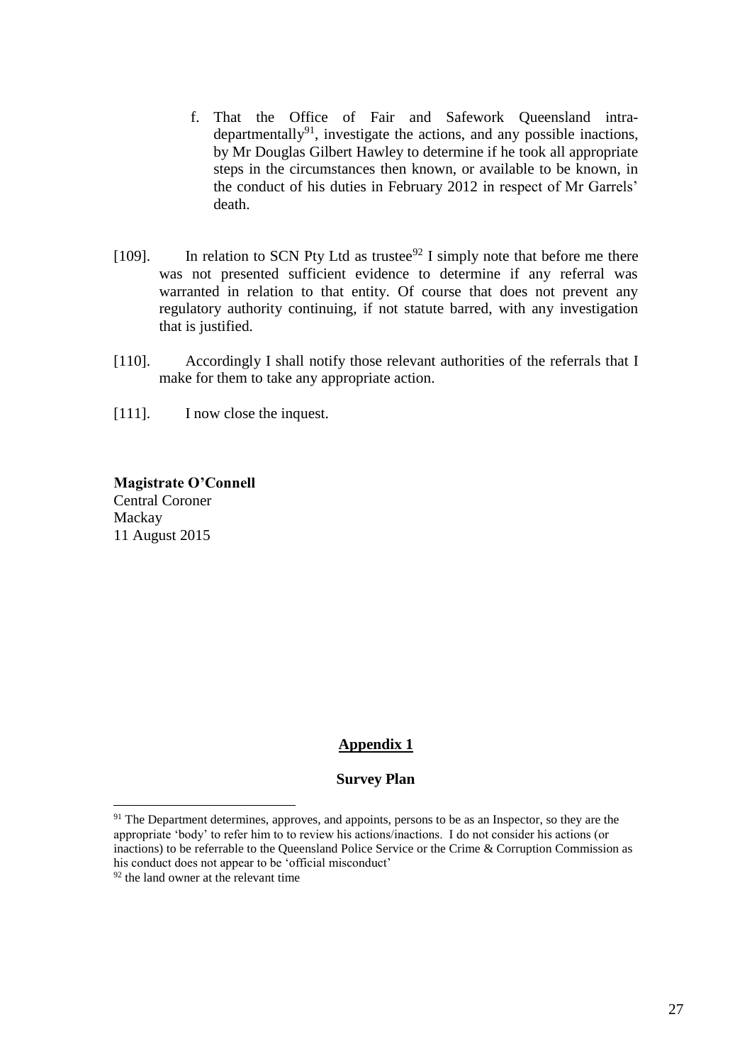f. That the Office of Fair and Safework Queensland intra-departmentally[91], investigate the actions, and any possible inactions, by Mr Douglas Gilbert Hawley to determine if he took all appropriate steps in the circumstances then known, or available to be known, in the conduct of his duties in February 2012 in respect of Mr Garrels' death.

[109]. In relation to SCN Pty Ltd as trustee[92] I simply note that before me there was not presented sufficient evidence to determine if any referral was warranted in relation to that entity. Of course that does not prevent any regulatory authority continuing, if not statute barred, with any investigation that is justified.

[110]. Accordingly I shall notify those relevant authorities of the referrals that I make for them to take any appropriate action.

[111]. I now close the inquest.

**Magistrate O'Connell**
Central Coroner
Mackay
11 August 2015

## Appendix 1

**Survey Plan**

---

[91] The Department determines, approves, and appoints, persons to be as an Inspector, so they are the appropriate 'body' to refer him to to review his actions/inactions. I do not consider his actions (or inactions) to be referrable to the Queensland Police Service or the Crime & Corruption Commission as his conduct does not appear to be 'official misconduct'

[92] the land owner at the relevant time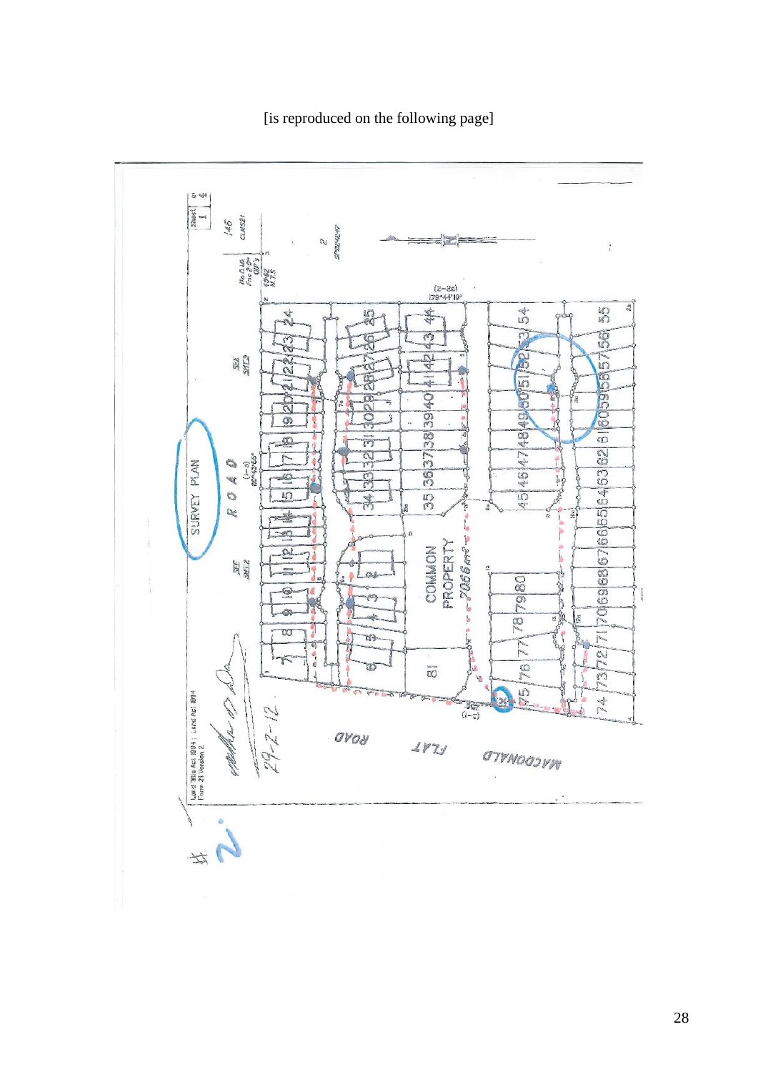[is reproduced on the following page]

SURVEY PLAN

ROAD

COMMON PROPERTY

7066 m²

MACDONALD FLAT ROAD

Land Title Act 1994 ; Land Act 1994
Form 21 Version 2

29-2-12

Sheet 1 of 4

146 CLN581

2 SP242447

SEE SHT 2

SEE SHT 3

# 2